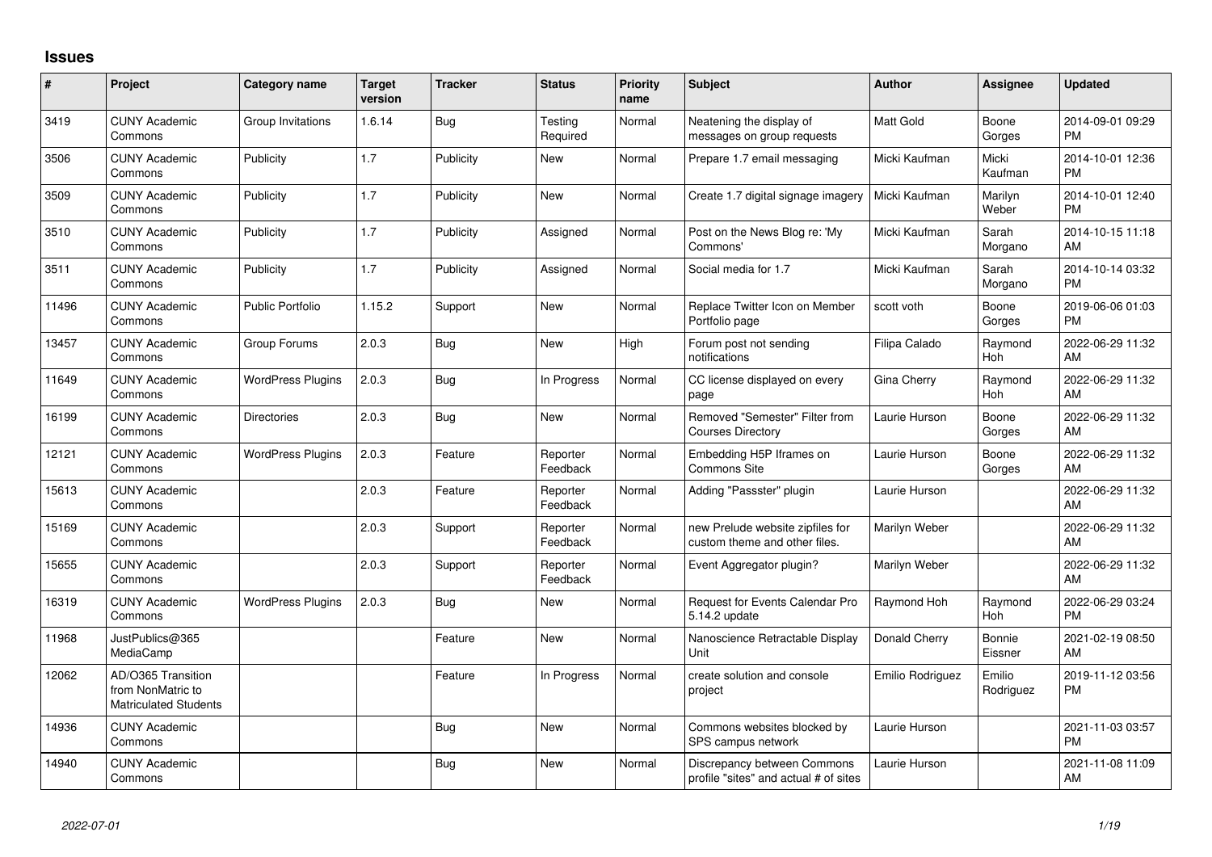# Issues

| # | Project | Category name | Target version | Tracker | Status | Priority name | Subject | Author | Assignee | Updated |
|---|---|---|---|---|---|---|---|---|---|---|
| 3419 | CUNY Academic Commons | Group Invitations | 1.6.14 | Bug | Testing Required | Normal | Neatening the display of messages on group requests | Matt Gold | Boone Gorges | 2014-09-01 09:29 PM |
| 3506 | CUNY Academic Commons | Publicity | 1.7 | Publicity | New | Normal | Prepare 1.7 email messaging | Micki Kaufman | Micki Kaufman | 2014-10-01 12:36 PM |
| 3509 | CUNY Academic Commons | Publicity | 1.7 | Publicity | New | Normal | Create 1.7 digital signage imagery | Micki Kaufman | Marilyn Weber | 2014-10-01 12:40 PM |
| 3510 | CUNY Academic Commons | Publicity | 1.7 | Publicity | Assigned | Normal | Post on the News Blog re: 'My Commons' | Micki Kaufman | Sarah Morgano | 2014-10-15 11:18 AM |
| 3511 | CUNY Academic Commons | Publicity | 1.7 | Publicity | Assigned | Normal | Social media for 1.7 | Micki Kaufman | Sarah Morgano | 2014-10-14 03:32 PM |
| 11496 | CUNY Academic Commons | Public Portfolio | 1.15.2 | Support | New | Normal | Replace Twitter Icon on Member Portfolio page | scott voth | Boone Gorges | 2019-06-06 01:03 PM |
| 13457 | CUNY Academic Commons | Group Forums | 2.0.3 | Bug | New | High | Forum post not sending notifications | Filipa Calado | Raymond Hoh | 2022-06-29 11:32 AM |
| 11649 | CUNY Academic Commons | WordPress Plugins | 2.0.3 | Bug | In Progress | Normal | CC license displayed on every page | Gina Cherry | Raymond Hoh | 2022-06-29 11:32 AM |
| 16199 | CUNY Academic Commons | Directories | 2.0.3 | Bug | New | Normal | Removed "Semester" Filter from Courses Directory | Laurie Hurson | Boone Gorges | 2022-06-29 11:32 AM |
| 12121 | CUNY Academic Commons | WordPress Plugins | 2.0.3 | Feature | Reporter Feedback | Normal | Embedding H5P Iframes on Commons Site | Laurie Hurson | Boone Gorges | 2022-06-29 11:32 AM |
| 15613 | CUNY Academic Commons | | 2.0.3 | Feature | Reporter Feedback | Normal | Adding "Passster" plugin | Laurie Hurson | | 2022-06-29 11:32 AM |
| 15169 | CUNY Academic Commons | | 2.0.3 | Support | Reporter Feedback | Normal | new Prelude website zipfiles for custom theme and other files. | Marilyn Weber | | 2022-06-29 11:32 AM |
| 15655 | CUNY Academic Commons | | 2.0.3 | Support | Reporter Feedback | Normal | Event Aggregator plugin? | Marilyn Weber | | 2022-06-29 11:32 AM |
| 16319 | CUNY Academic Commons | WordPress Plugins | 2.0.3 | Bug | New | Normal | Request for Events Calendar Pro 5.14.2 update | Raymond Hoh | Raymond Hoh | 2022-06-29 03:24 PM |
| 11968 | JustPublics@365 MediaCamp | | | Feature | New | Normal | Nanoscience Retractable Display Unit | Donald Cherry | Bonnie Eissner | 2021-02-19 08:50 AM |
| 12062 | AD/O365 Transition from NonMatric to Matriculated Students | | | Feature | In Progress | Normal | create solution and console project | Emilio Rodriguez | Emilio Rodriguez | 2019-11-12 03:56 PM |
| 14936 | CUNY Academic Commons | | | Bug | New | Normal | Commons websites blocked by SPS campus network | Laurie Hurson | | 2021-11-03 03:57 PM |
| 14940 | CUNY Academic Commons | | | Bug | New | Normal | Discrepancy between Commons profile "sites" and actual # of sites | Laurie Hurson | | 2021-11-08 11:09 AM |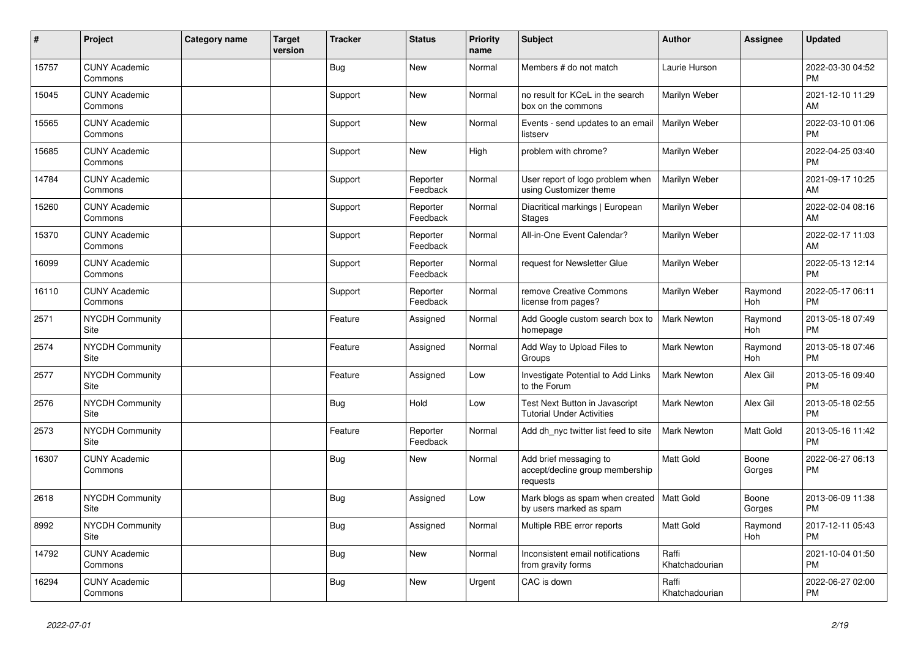| # | Project | Category name | Target version | Tracker | Status | Priority name | Subject | Author | Assignee | Updated |
|---|---|---|---|---|---|---|---|---|---|---|
| 15757 | CUNY Academic Commons | | | Bug | New | Normal | Members # do not match | Laurie Hurson | | 2022-03-30 04:52 PM |
| 15045 | CUNY Academic Commons | | | Support | New | Normal | no result for KCeL in the search box on the commons | Marilyn Weber | | 2021-12-10 11:29 AM |
| 15565 | CUNY Academic Commons | | | Support | New | Normal | Events - send updates to an email listserv | Marilyn Weber | | 2022-03-10 01:06 PM |
| 15685 | CUNY Academic Commons | | | Support | New | High | problem with chrome? | Marilyn Weber | | 2022-04-25 03:40 PM |
| 14784 | CUNY Academic Commons | | | Support | Reporter Feedback | Normal | User report of logo problem when using Customizer theme | Marilyn Weber | | 2021-09-17 10:25 AM |
| 15260 | CUNY Academic Commons | | | Support | Reporter Feedback | Normal | Diacritical markings \| European Stages | Marilyn Weber | | 2022-02-04 08:16 AM |
| 15370 | CUNY Academic Commons | | | Support | Reporter Feedback | Normal | All-in-One Event Calendar? | Marilyn Weber | | 2022-02-17 11:03 AM |
| 16099 | CUNY Academic Commons | | | Support | Reporter Feedback | Normal | request for Newsletter Glue | Marilyn Weber | | 2022-05-13 12:14 PM |
| 16110 | CUNY Academic Commons | | | Support | Reporter Feedback | Normal | remove Creative Commons license from pages? | Marilyn Weber | Raymond Hoh | 2022-05-17 06:11 PM |
| 2571 | NYCDH Community Site | | | Feature | Assigned | Normal | Add Google custom search box to homepage | Mark Newton | Raymond Hoh | 2013-05-18 07:49 PM |
| 2574 | NYCDH Community Site | | | Feature | Assigned | Normal | Add Way to Upload Files to Groups | Mark Newton | Raymond Hoh | 2013-05-18 07:46 PM |
| 2577 | NYCDH Community Site | | | Feature | Assigned | Low | Investigate Potential to Add Links to the Forum | Mark Newton | Alex Gil | 2013-05-16 09:40 PM |
| 2576 | NYCDH Community Site | | | Bug | Hold | Low | Test Next Button in Javascript Tutorial Under Activities | Mark Newton | Alex Gil | 2013-05-18 02:55 PM |
| 2573 | NYCDH Community Site | | | Feature | Reporter Feedback | Normal | Add dh_nyc twitter list feed to site | Mark Newton | Matt Gold | 2013-05-16 11:42 PM |
| 16307 | CUNY Academic Commons | | | Bug | New | Normal | Add brief messaging to accept/decline group membership requests | Matt Gold | Boone Gorges | 2022-06-27 06:13 PM |
| 2618 | NYCDH Community Site | | | Bug | Assigned | Low | Mark blogs as spam when created by users marked as spam | Matt Gold | Boone Gorges | 2013-06-09 11:38 PM |
| 8992 | NYCDH Community Site | | | Bug | Assigned | Normal | Multiple RBE error reports | Matt Gold | Raymond Hoh | 2017-12-11 05:43 PM |
| 14792 | CUNY Academic Commons | | | Bug | New | Normal | Inconsistent email notifications from gravity forms | Raffi Khatchadourian | | 2021-10-04 01:50 PM |
| 16294 | CUNY Academic Commons | | | Bug | New | Urgent | CAC is down | Raffi Khatchadourian | | 2022-06-27 02:00 PM |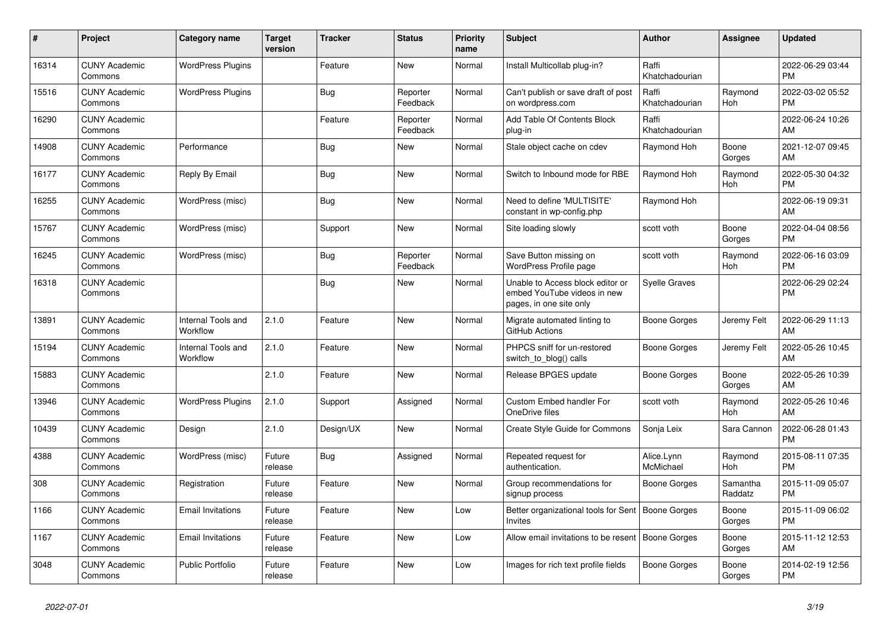| # | Project | Category name | Target version | Tracker | Status | Priority name | Subject | Author | Assignee | Updated |
|---|---|---|---|---|---|---|---|---|---|---|
| 16314 | CUNY Academic Commons | WordPress Plugins | | Feature | New | Normal | Install Multicollab plug-in? | Raffi Khatchadourian | | 2022-06-29 03:44 PM |
| 15516 | CUNY Academic Commons | WordPress Plugins | | Bug | Reporter Feedback | Normal | Can't publish or save draft of post on wordpress.com | Raffi Khatchadourian | Raymond Hoh | 2022-03-02 05:52 PM |
| 16290 | CUNY Academic Commons | | | Feature | Reporter Feedback | Normal | Add Table Of Contents Block plug-in | Raffi Khatchadourian | | 2022-06-24 10:26 AM |
| 14908 | CUNY Academic Commons | Performance | | Bug | New | Normal | Stale object cache on cdev | Raymond Hoh | Boone Gorges | 2021-12-07 09:45 AM |
| 16177 | CUNY Academic Commons | Reply By Email | | Bug | New | Normal | Switch to Inbound mode for RBE | Raymond Hoh | Raymond Hoh | 2022-05-30 04:32 PM |
| 16255 | CUNY Academic Commons | WordPress (misc) | | Bug | New | Normal | Need to define 'MULTISITE' constant in wp-config.php | Raymond Hoh | | 2022-06-19 09:31 AM |
| 15767 | CUNY Academic Commons | WordPress (misc) | | Support | New | Normal | Site loading slowly | scott voth | Boone Gorges | 2022-04-04 08:56 PM |
| 16245 | CUNY Academic Commons | WordPress (misc) | | Bug | Reporter Feedback | Normal | Save Button missing on WordPress Profile page | scott voth | Raymond Hoh | 2022-06-16 03:09 PM |
| 16318 | CUNY Academic Commons | | | Bug | New | Normal | Unable to Access block editor or embed YouTube videos in new pages, in one site only | Syelle Graves | | 2022-06-29 02:24 PM |
| 13891 | CUNY Academic Commons | Internal Tools and Workflow | 2.1.0 | Feature | New | Normal | Migrate automated linting to GitHub Actions | Boone Gorges | Jeremy Felt | 2022-06-29 11:13 AM |
| 15194 | CUNY Academic Commons | Internal Tools and Workflow | 2.1.0 | Feature | New | Normal | PHPCS sniff for un-restored switch_to_blog() calls | Boone Gorges | Jeremy Felt | 2022-05-26 10:45 AM |
| 15883 | CUNY Academic Commons | | 2.1.0 | Feature | New | Normal | Release BPGES update | Boone Gorges | Boone Gorges | 2022-05-26 10:39 AM |
| 13946 | CUNY Academic Commons | WordPress Plugins | 2.1.0 | Support | Assigned | Normal | Custom Embed handler For OneDrive files | scott voth | Raymond Hoh | 2022-05-26 10:46 AM |
| 10439 | CUNY Academic Commons | Design | 2.1.0 | Design/UX | New | Normal | Create Style Guide for Commons | Sonja Leix | Sara Cannon | 2022-06-28 01:43 PM |
| 4388 | CUNY Academic Commons | WordPress (misc) | Future release | Bug | Assigned | Normal | Repeated request for authentication. | Alice.Lynn McMichael | Raymond Hoh | 2015-08-11 07:35 PM |
| 308 | CUNY Academic Commons | Registration | Future release | Feature | New | Normal | Group recommendations for signup process | Boone Gorges | Samantha Raddatz | 2015-11-09 05:07 PM |
| 1166 | CUNY Academic Commons | Email Invitations | Future release | Feature | New | Low | Better organizational tools for Sent Invites | Boone Gorges | Boone Gorges | 2015-11-09 06:02 PM |
| 1167 | CUNY Academic Commons | Email Invitations | Future release | Feature | New | Low | Allow email invitations to be resent | Boone Gorges | Boone Gorges | 2015-11-12 12:53 AM |
| 3048 | CUNY Academic Commons | Public Portfolio | Future release | Feature | New | Low | Images for rich text profile fields | Boone Gorges | Boone Gorges | 2014-02-19 12:56 PM |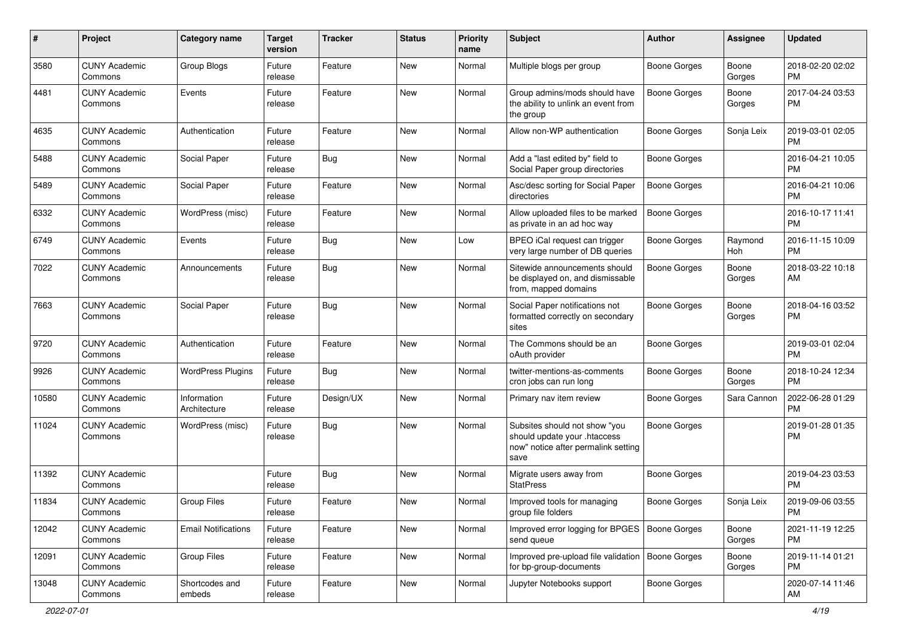| # | Project | Category name | Target version | Tracker | Status | Priority name | Subject | Author | Assignee | Updated |
|---|---|---|---|---|---|---|---|---|---|---|
| 3580 | CUNY Academic Commons | Group Blogs | Future release | Feature | New | Normal | Multiple blogs per group | Boone Gorges | Boone Gorges | 2018-02-20 02:02 PM |
| 4481 | CUNY Academic Commons | Events | Future release | Feature | New | Normal | Group admins/mods should have the ability to unlink an event from the group | Boone Gorges | Boone Gorges | 2017-04-24 03:53 PM |
| 4635 | CUNY Academic Commons | Authentication | Future release | Feature | New | Normal | Allow non-WP authentication | Boone Gorges | Sonja Leix | 2019-03-01 02:05 PM |
| 5488 | CUNY Academic Commons | Social Paper | Future release | Bug | New | Normal | Add a "last edited by" field to Social Paper group directories | Boone Gorges | | 2016-04-21 10:05 PM |
| 5489 | CUNY Academic Commons | Social Paper | Future release | Feature | New | Normal | Asc/desc sorting for Social Paper directories | Boone Gorges | | 2016-04-21 10:06 PM |
| 6332 | CUNY Academic Commons | WordPress (misc) | Future release | Feature | New | Normal | Allow uploaded files to be marked as private in an ad hoc way | Boone Gorges | | 2016-10-17 11:41 PM |
| 6749 | CUNY Academic Commons | Events | Future release | Bug | New | Low | BPEO iCal request can trigger very large number of DB queries | Boone Gorges | Raymond Hoh | 2016-11-15 10:09 PM |
| 7022 | CUNY Academic Commons | Announcements | Future release | Bug | New | Normal | Sitewide announcements should be displayed on, and dismissable from, mapped domains | Boone Gorges | Boone Gorges | 2018-03-22 10:18 AM |
| 7663 | CUNY Academic Commons | Social Paper | Future release | Bug | New | Normal | Social Paper notifications not formatted correctly on secondary sites | Boone Gorges | Boone Gorges | 2018-04-16 03:52 PM |
| 9720 | CUNY Academic Commons | Authentication | Future release | Feature | New | Normal | The Commons should be an oAuth provider | Boone Gorges | | 2019-03-01 02:04 PM |
| 9926 | CUNY Academic Commons | WordPress Plugins | Future release | Bug | New | Normal | twitter-mentions-as-comments cron jobs can run long | Boone Gorges | Boone Gorges | 2018-10-24 12:34 PM |
| 10580 | CUNY Academic Commons | Information Architecture | Future release | Design/UX | New | Normal | Primary nav item review | Boone Gorges | Sara Cannon | 2022-06-28 01:29 PM |
| 11024 | CUNY Academic Commons | WordPress (misc) | Future release | Bug | New | Normal | Subsites should not show "you should update your .htaccess now" notice after permalink setting save | Boone Gorges | | 2019-01-28 01:35 PM |
| 11392 | CUNY Academic Commons | | Future release | Bug | New | Normal | Migrate users away from StatPress | Boone Gorges | | 2019-04-23 03:53 PM |
| 11834 | CUNY Academic Commons | Group Files | Future release | Feature | New | Normal | Improved tools for managing group file folders | Boone Gorges | Sonja Leix | 2019-09-06 03:55 PM |
| 12042 | CUNY Academic Commons | Email Notifications | Future release | Feature | New | Normal | Improved error logging for BPGES send queue | Boone Gorges | Boone Gorges | 2021-11-19 12:25 PM |
| 12091 | CUNY Academic Commons | Group Files | Future release | Feature | New | Normal | Improved pre-upload file validation for bp-group-documents | Boone Gorges | Boone Gorges | 2019-11-14 01:21 PM |
| 13048 | CUNY Academic Commons | Shortcodes and embeds | Future release | Feature | New | Normal | Jupyter Notebooks support | Boone Gorges | | 2020-07-14 11:46 AM |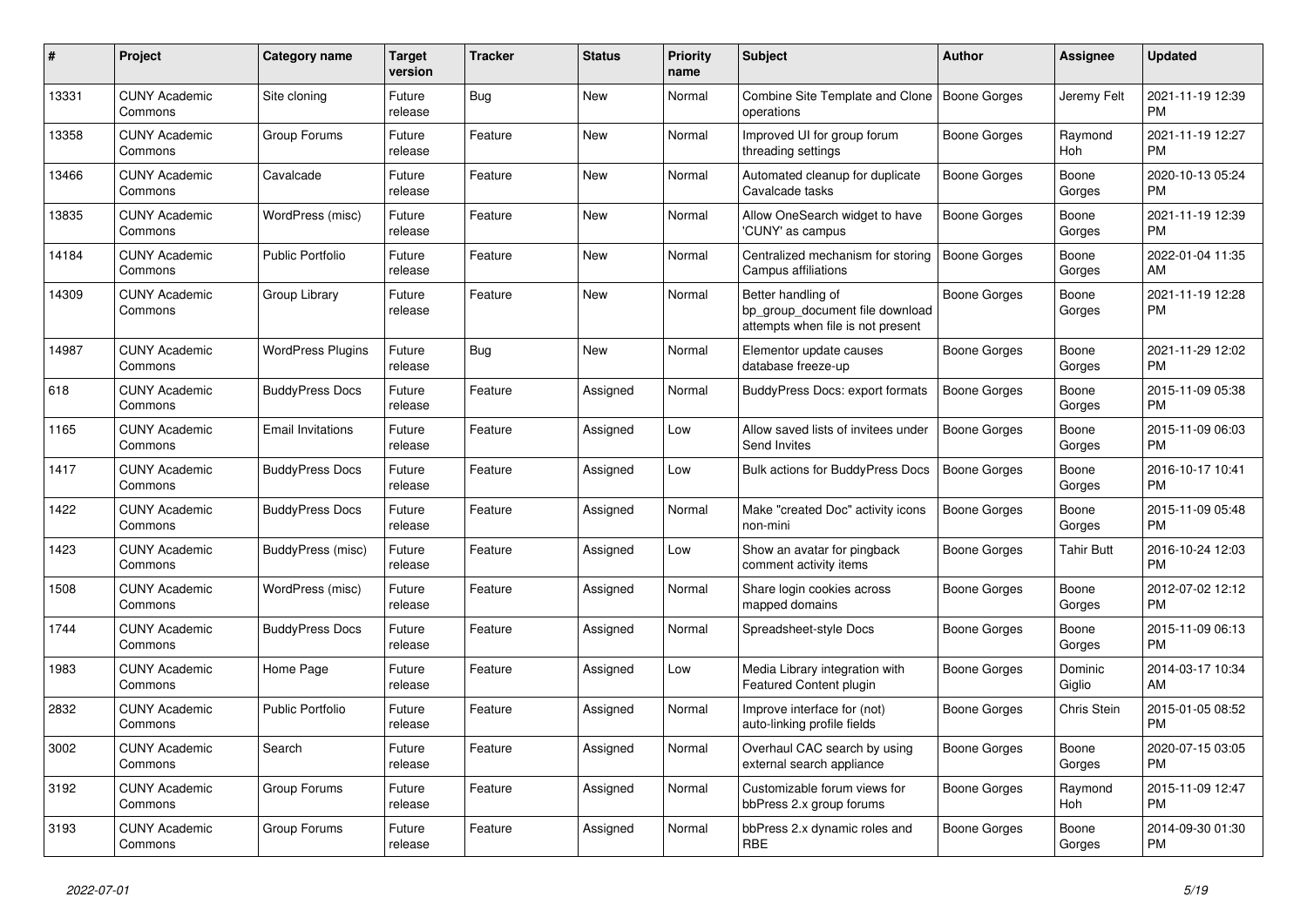| # | Project | Category name | Target version | Tracker | Status | Priority name | Subject | Author | Assignee | Updated |
|---|---|---|---|---|---|---|---|---|---|---|
| 13331 | CUNY Academic Commons | Site cloning | Future release | Bug | New | Normal | Combine Site Template and Clone operations | Boone Gorges | Jeremy Felt | 2021-11-19 12:39 PM |
| 13358 | CUNY Academic Commons | Group Forums | Future release | Feature | New | Normal | Improved UI for group forum threading settings | Boone Gorges | Raymond Hoh | 2021-11-19 12:27 PM |
| 13466 | CUNY Academic Commons | Cavalcade | Future release | Feature | New | Normal | Automated cleanup for duplicate Cavalcade tasks | Boone Gorges | Boone Gorges | 2020-10-13 05:24 PM |
| 13835 | CUNY Academic Commons | WordPress (misc) | Future release | Feature | New | Normal | Allow OneSearch widget to have 'CUNY' as campus | Boone Gorges | Boone Gorges | 2021-11-19 12:39 PM |
| 14184 | CUNY Academic Commons | Public Portfolio | Future release | Feature | New | Normal | Centralized mechanism for storing Campus affiliations | Boone Gorges | Boone Gorges | 2022-01-04 11:35 AM |
| 14309 | CUNY Academic Commons | Group Library | Future release | Feature | New | Normal | Better handling of bp_group_document file download attempts when file is not present | Boone Gorges | Boone Gorges | 2021-11-19 12:28 PM |
| 14987 | CUNY Academic Commons | WordPress Plugins | Future release | Bug | New | Normal | Elementor update causes database freeze-up | Boone Gorges | Boone Gorges | 2021-11-29 12:02 PM |
| 618 | CUNY Academic Commons | BuddyPress Docs | Future release | Feature | Assigned | Normal | BuddyPress Docs: export formats | Boone Gorges | Boone Gorges | 2015-11-09 05:38 PM |
| 1165 | CUNY Academic Commons | Email Invitations | Future release | Feature | Assigned | Low | Allow saved lists of invitees under Send Invites | Boone Gorges | Boone Gorges | 2015-11-09 06:03 PM |
| 1417 | CUNY Academic Commons | BuddyPress Docs | Future release | Feature | Assigned | Low | Bulk actions for BuddyPress Docs | Boone Gorges | Boone Gorges | 2016-10-17 10:41 PM |
| 1422 | CUNY Academic Commons | BuddyPress Docs | Future release | Feature | Assigned | Normal | Make "created Doc" activity icons non-mini | Boone Gorges | Boone Gorges | 2015-11-09 05:48 PM |
| 1423 | CUNY Academic Commons | BuddyPress (misc) | Future release | Feature | Assigned | Low | Show an avatar for pingback comment activity items | Boone Gorges | Tahir Butt | 2016-10-24 12:03 PM |
| 1508 | CUNY Academic Commons | WordPress (misc) | Future release | Feature | Assigned | Normal | Share login cookies across mapped domains | Boone Gorges | Boone Gorges | 2012-07-02 12:12 PM |
| 1744 | CUNY Academic Commons | BuddyPress Docs | Future release | Feature | Assigned | Normal | Spreadsheet-style Docs | Boone Gorges | Boone Gorges | 2015-11-09 06:13 PM |
| 1983 | CUNY Academic Commons | Home Page | Future release | Feature | Assigned | Low | Media Library integration with Featured Content plugin | Boone Gorges | Dominic Giglio | 2014-03-17 10:34 AM |
| 2832 | CUNY Academic Commons | Public Portfolio | Future release | Feature | Assigned | Normal | Improve interface for (not) auto-linking profile fields | Boone Gorges | Chris Stein | 2015-01-05 08:52 PM |
| 3002 | CUNY Academic Commons | Search | Future release | Feature | Assigned | Normal | Overhaul CAC search by using external search appliance | Boone Gorges | Boone Gorges | 2020-07-15 03:05 PM |
| 3192 | CUNY Academic Commons | Group Forums | Future release | Feature | Assigned | Normal | Customizable forum views for bbPress 2.x group forums | Boone Gorges | Raymond Hoh | 2015-11-09 12:47 PM |
| 3193 | CUNY Academic Commons | Group Forums | Future release | Feature | Assigned | Normal | bbPress 2.x dynamic roles and RBE | Boone Gorges | Boone Gorges | 2014-09-30 01:30 PM |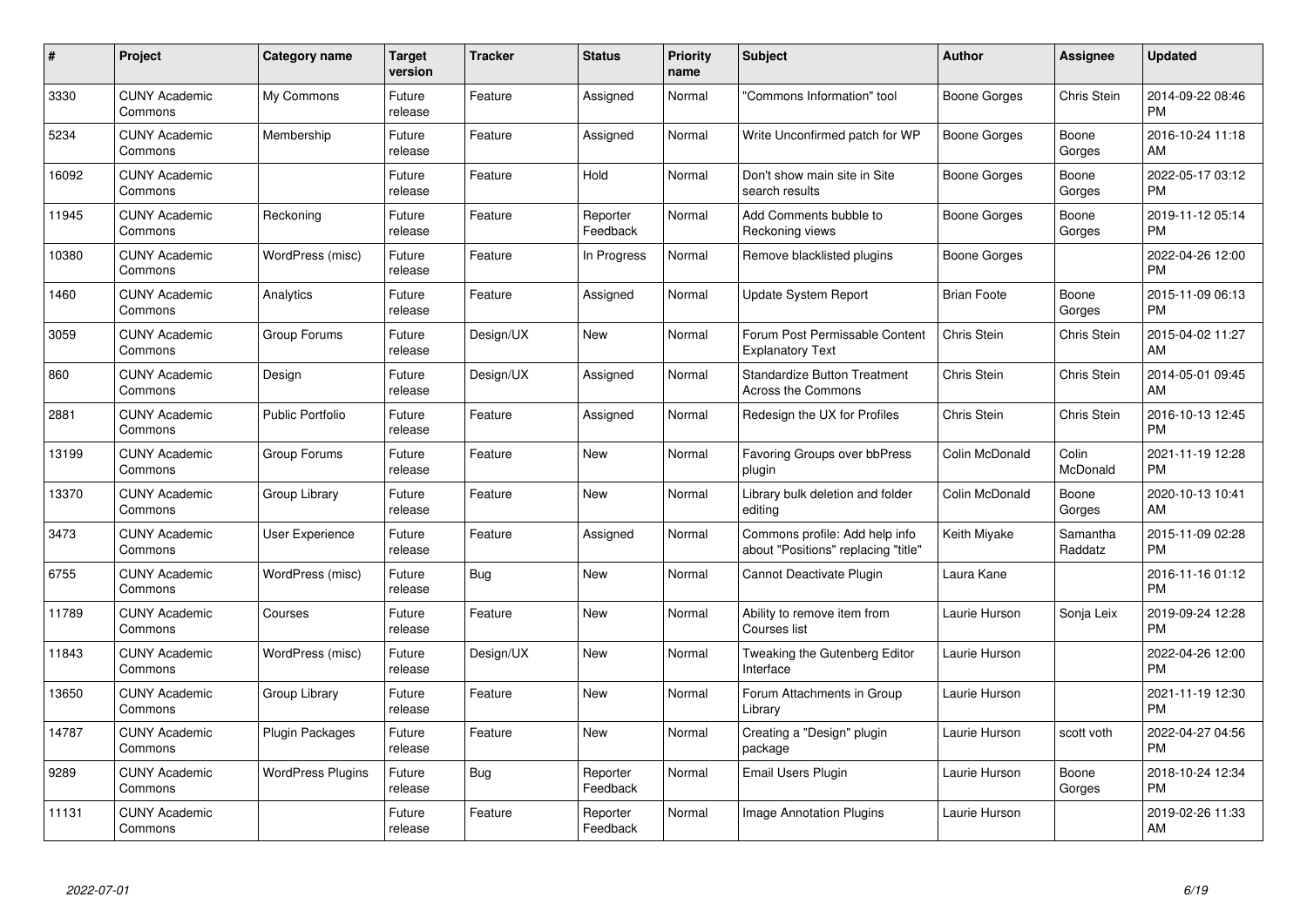| # | Project | Category name | Target version | Tracker | Status | Priority name | Subject | Author | Assignee | Updated |
|---|---|---|---|---|---|---|---|---|---|---|
| 3330 | CUNY Academic Commons | My Commons | Future release | Feature | Assigned | Normal | "Commons Information" tool | Boone Gorges | Chris Stein | 2014-09-22 08:46 PM |
| 5234 | CUNY Academic Commons | Membership | Future release | Feature | Assigned | Normal | Write Unconfirmed patch for WP | Boone Gorges | Boone Gorges | 2016-10-24 11:18 AM |
| 16092 | CUNY Academic Commons | | Future release | Feature | Hold | Normal | Don't show main site in Site search results | Boone Gorges | Boone Gorges | 2022-05-17 03:12 PM |
| 11945 | CUNY Academic Commons | Reckoning | Future release | Feature | Reporter Feedback | Normal | Add Comments bubble to Reckoning views | Boone Gorges | Boone Gorges | 2019-11-12 05:14 PM |
| 10380 | CUNY Academic Commons | WordPress (misc) | Future release | Feature | In Progress | Normal | Remove blacklisted plugins | Boone Gorges | | 2022-04-26 12:00 PM |
| 1460 | CUNY Academic Commons | Analytics | Future release | Feature | Assigned | Normal | Update System Report | Brian Foote | Boone Gorges | 2015-11-09 06:13 PM |
| 3059 | CUNY Academic Commons | Group Forums | Future release | Design/UX | New | Normal | Forum Post Permissable Content Explanatory Text | Chris Stein | Chris Stein | 2015-04-02 11:27 AM |
| 860 | CUNY Academic Commons | Design | Future release | Design/UX | Assigned | Normal | Standardize Button Treatment Across the Commons | Chris Stein | Chris Stein | 2014-05-01 09:45 AM |
| 2881 | CUNY Academic Commons | Public Portfolio | Future release | Feature | Assigned | Normal | Redesign the UX for Profiles | Chris Stein | Chris Stein | 2016-10-13 12:45 PM |
| 13199 | CUNY Academic Commons | Group Forums | Future release | Feature | New | Normal | Favoring Groups over bbPress plugin | Colin McDonald | Colin McDonald | 2021-11-19 12:28 PM |
| 13370 | CUNY Academic Commons | Group Library | Future release | Feature | New | Normal | Library bulk deletion and folder editing | Colin McDonald | Boone Gorges | 2020-10-13 10:41 AM |
| 3473 | CUNY Academic Commons | User Experience | Future release | Feature | Assigned | Normal | Commons profile: Add help info about "Positions" replacing "title" | Keith Miyake | Samantha Raddatz | 2015-11-09 02:28 PM |
| 6755 | CUNY Academic Commons | WordPress (misc) | Future release | Bug | New | Normal | Cannot Deactivate Plugin | Laura Kane | | 2016-11-16 01:12 PM |
| 11789 | CUNY Academic Commons | Courses | Future release | Feature | New | Normal | Ability to remove item from Courses list | Laurie Hurson | Sonja Leix | 2019-09-24 12:28 PM |
| 11843 | CUNY Academic Commons | WordPress (misc) | Future release | Design/UX | New | Normal | Tweaking the Gutenberg Editor Interface | Laurie Hurson | | 2022-04-26 12:00 PM |
| 13650 | CUNY Academic Commons | Group Library | Future release | Feature | New | Normal | Forum Attachments in Group Library | Laurie Hurson | | 2021-11-19 12:30 PM |
| 14787 | CUNY Academic Commons | Plugin Packages | Future release | Feature | New | Normal | Creating a "Design" plugin package | Laurie Hurson | scott voth | 2022-04-27 04:56 PM |
| 9289 | CUNY Academic Commons | WordPress Plugins | Future release | Bug | Reporter Feedback | Normal | Email Users Plugin | Laurie Hurson | Boone Gorges | 2018-10-24 12:34 PM |
| 11131 | CUNY Academic Commons | | Future release | Feature | Reporter Feedback | Normal | Image Annotation Plugins | Laurie Hurson | | 2019-02-26 11:33 AM |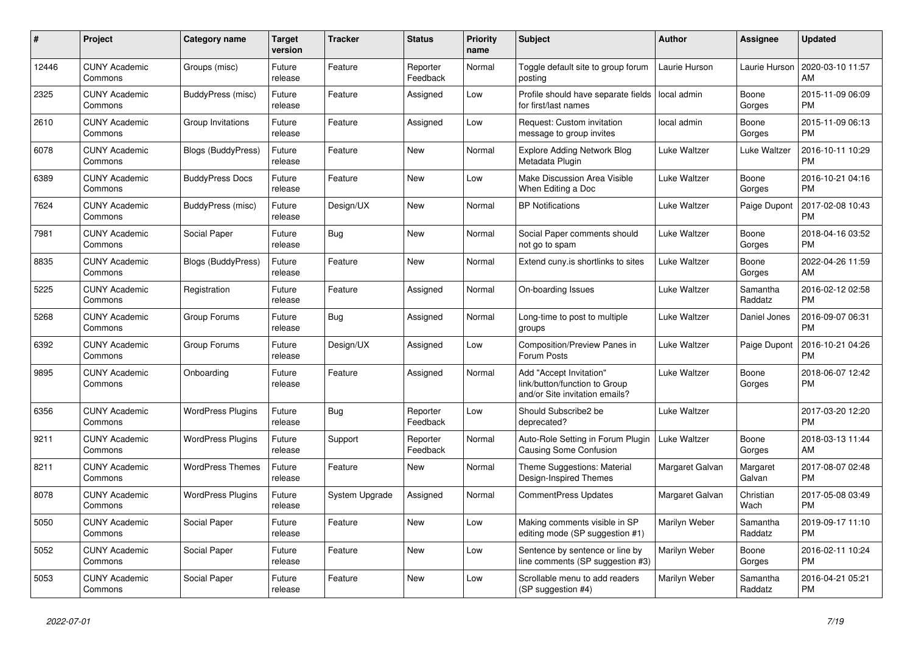| # | Project | Category name | Target version | Tracker | Status | Priority name | Subject | Author | Assignee | Updated |
|---|---|---|---|---|---|---|---|---|---|---|
| 12446 | CUNY Academic Commons | Groups (misc) | Future release | Feature | Reporter Feedback | Normal | Toggle default site to group forum posting | Laurie Hurson | Laurie Hurson | 2020-03-10 11:57 AM |
| 2325 | CUNY Academic Commons | BuddyPress (misc) | Future release | Feature | Assigned | Low | Profile should have separate fields for first/last names | local admin | Boone Gorges | 2015-11-09 06:09 PM |
| 2610 | CUNY Academic Commons | Group Invitations | Future release | Feature | Assigned | Low | Request: Custom invitation message to group invites | local admin | Boone Gorges | 2015-11-09 06:13 PM |
| 6078 | CUNY Academic Commons | Blogs (BuddyPress) | Future release | Feature | New | Normal | Explore Adding Network Blog Metadata Plugin | Luke Waltzer | Luke Waltzer | 2016-10-11 10:29 PM |
| 6389 | CUNY Academic Commons | BuddyPress Docs | Future release | Feature | New | Low | Make Discussion Area Visible When Editing a Doc | Luke Waltzer | Boone Gorges | 2016-10-21 04:16 PM |
| 7624 | CUNY Academic Commons | BuddyPress (misc) | Future release | Design/UX | New | Normal | BP Notifications | Luke Waltzer | Paige Dupont | 2017-02-08 10:43 PM |
| 7981 | CUNY Academic Commons | Social Paper | Future release | Bug | New | Normal | Social Paper comments should not go to spam | Luke Waltzer | Boone Gorges | 2018-04-16 03:52 PM |
| 8835 | CUNY Academic Commons | Blogs (BuddyPress) | Future release | Feature | New | Normal | Extend cuny.is shortlinks to sites | Luke Waltzer | Boone Gorges | 2022-04-26 11:59 AM |
| 5225 | CUNY Academic Commons | Registration | Future release | Feature | Assigned | Normal | On-boarding Issues | Luke Waltzer | Samantha Raddatz | 2016-02-12 02:58 PM |
| 5268 | CUNY Academic Commons | Group Forums | Future release | Bug | Assigned | Normal | Long-time to post to multiple groups | Luke Waltzer | Daniel Jones | 2016-09-07 06:31 PM |
| 6392 | CUNY Academic Commons | Group Forums | Future release | Design/UX | Assigned | Low | Composition/Preview Panes in Forum Posts | Luke Waltzer | Paige Dupont | 2016-10-21 04:26 PM |
| 9895 | CUNY Academic Commons | Onboarding | Future release | Feature | Assigned | Normal | Add "Accept Invitation" link/button/function to Group and/or Site invitation emails? | Luke Waltzer | Boone Gorges | 2018-06-07 12:42 PM |
| 6356 | CUNY Academic Commons | WordPress Plugins | Future release | Bug | Reporter Feedback | Low | Should Subscribe2 be deprecated? | Luke Waltzer | | 2017-03-20 12:20 PM |
| 9211 | CUNY Academic Commons | WordPress Plugins | Future release | Support | Reporter Feedback | Normal | Auto-Role Setting in Forum Plugin Causing Some Confusion | Luke Waltzer | Boone Gorges | 2018-03-13 11:44 AM |
| 8211 | CUNY Academic Commons | WordPress Themes | Future release | Feature | New | Normal | Theme Suggestions: Material Design-Inspired Themes | Margaret Galvan | Margaret Galvan | 2017-08-07 02:48 PM |
| 8078 | CUNY Academic Commons | WordPress Plugins | Future release | System Upgrade | Assigned | Normal | CommentPress Updates | Margaret Galvan | Christian Wach | 2017-05-08 03:49 PM |
| 5050 | CUNY Academic Commons | Social Paper | Future release | Feature | New | Low | Making comments visible in SP editing mode (SP suggestion #1) | Marilyn Weber | Samantha Raddatz | 2019-09-17 11:10 PM |
| 5052 | CUNY Academic Commons | Social Paper | Future release | Feature | New | Low | Sentence by sentence or line by line comments (SP suggestion #3) | Marilyn Weber | Boone Gorges | 2016-02-11 10:24 PM |
| 5053 | CUNY Academic Commons | Social Paper | Future release | Feature | New | Low | Scrollable menu to add readers (SP suggestion #4) | Marilyn Weber | Samantha Raddatz | 2016-04-21 05:21 PM |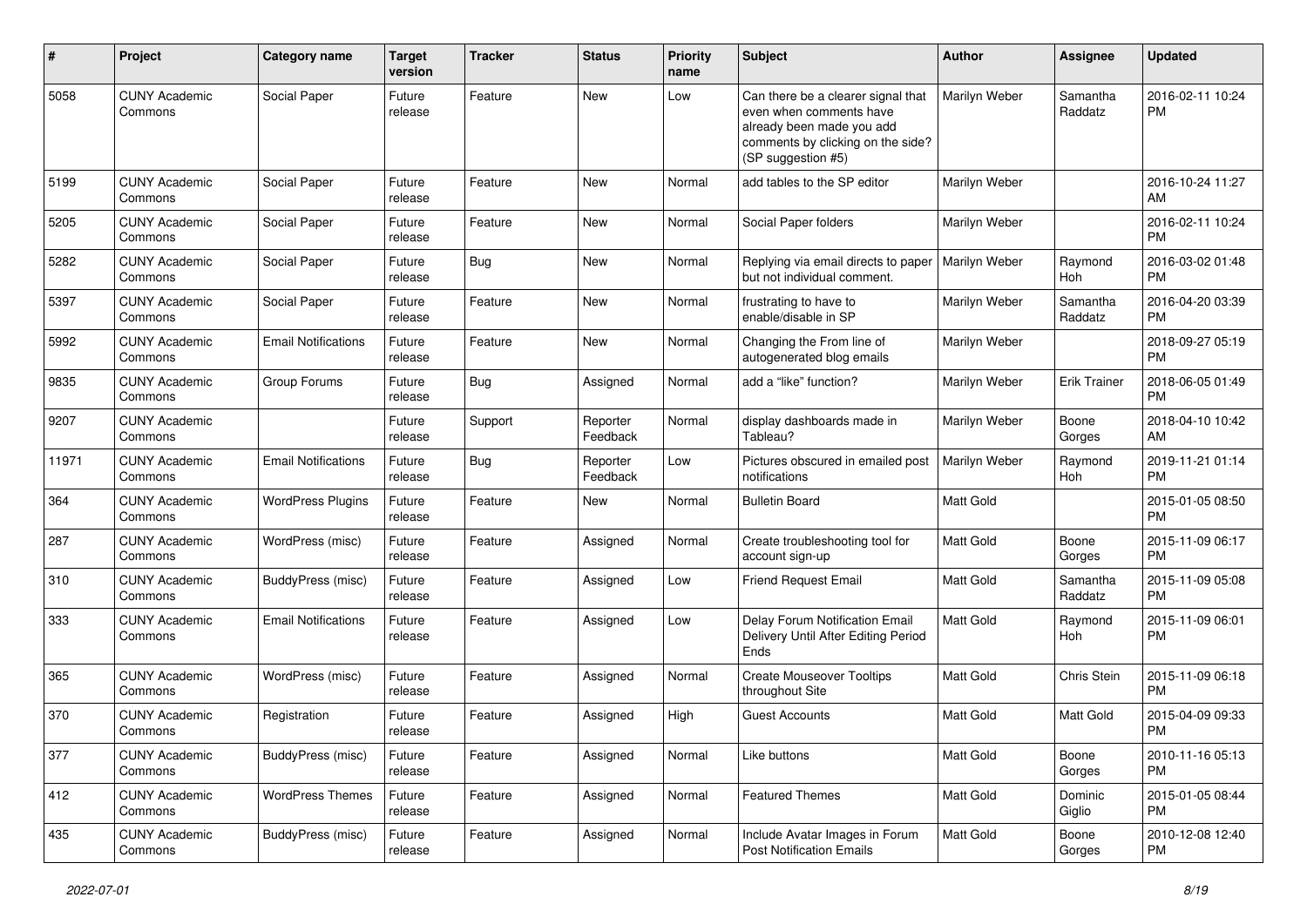| # | Project | Category name | Target version | Tracker | Status | Priority name | Subject | Author | Assignee | Updated |
|---|---|---|---|---|---|---|---|---|---|---|
| 5058 | CUNY Academic Commons | Social Paper | Future release | Feature | New | Low | Can there be a clearer signal that even when comments have already been made you add comments by clicking on the side? (SP suggestion #5) | Marilyn Weber | Samantha Raddatz | 2016-02-11 10:24 PM |
| 5199 | CUNY Academic Commons | Social Paper | Future release | Feature | New | Normal | add tables to the SP editor | Marilyn Weber | | 2016-10-24 11:27 AM |
| 5205 | CUNY Academic Commons | Social Paper | Future release | Feature | New | Normal | Social Paper folders | Marilyn Weber | | 2016-02-11 10:24 PM |
| 5282 | CUNY Academic Commons | Social Paper | Future release | Bug | New | Normal | Replying via email directs to paper but not individual comment. | Marilyn Weber | Raymond Hoh | 2016-03-02 01:48 PM |
| 5397 | CUNY Academic Commons | Social Paper | Future release | Feature | New | Normal | frustrating to have to enable/disable in SP | Marilyn Weber | Samantha Raddatz | 2016-04-20 03:39 PM |
| 5992 | CUNY Academic Commons | Email Notifications | Future release | Feature | New | Normal | Changing the From line of autogenerated blog emails | Marilyn Weber | | 2018-09-27 05:19 PM |
| 9835 | CUNY Academic Commons | Group Forums | Future release | Bug | Assigned | Normal | add a "like" function? | Marilyn Weber | Erik Trainer | 2018-06-05 01:49 PM |
| 9207 | CUNY Academic Commons | | Future release | Support | Reporter Feedback | Normal | display dashboards made in Tableau? | Marilyn Weber | Boone Gorges | 2018-04-10 10:42 AM |
| 11971 | CUNY Academic Commons | Email Notifications | Future release | Bug | Reporter Feedback | Low | Pictures obscured in emailed post notifications | Marilyn Weber | Raymond Hoh | 2019-11-21 01:14 PM |
| 364 | CUNY Academic Commons | WordPress Plugins | Future release | Feature | New | Normal | Bulletin Board | Matt Gold | | 2015-01-05 08:50 PM |
| 287 | CUNY Academic Commons | WordPress (misc) | Future release | Feature | Assigned | Normal | Create troubleshooting tool for account sign-up | Matt Gold | Boone Gorges | 2015-11-09 06:17 PM |
| 310 | CUNY Academic Commons | BuddyPress (misc) | Future release | Feature | Assigned | Low | Friend Request Email | Matt Gold | Samantha Raddatz | 2015-11-09 05:08 PM |
| 333 | CUNY Academic Commons | Email Notifications | Future release | Feature | Assigned | Low | Delay Forum Notification Email Delivery Until After Editing Period Ends | Matt Gold | Raymond Hoh | 2015-11-09 06:01 PM |
| 365 | CUNY Academic Commons | WordPress (misc) | Future release | Feature | Assigned | Normal | Create Mouseover Tooltips throughout Site | Matt Gold | Chris Stein | 2015-11-09 06:18 PM |
| 370 | CUNY Academic Commons | Registration | Future release | Feature | Assigned | High | Guest Accounts | Matt Gold | Matt Gold | 2015-04-09 09:33 PM |
| 377 | CUNY Academic Commons | BuddyPress (misc) | Future release | Feature | Assigned | Normal | Like buttons | Matt Gold | Boone Gorges | 2010-11-16 05:13 PM |
| 412 | CUNY Academic Commons | WordPress Themes | Future release | Feature | Assigned | Normal | Featured Themes | Matt Gold | Dominic Giglio | 2015-01-05 08:44 PM |
| 435 | CUNY Academic Commons | BuddyPress (misc) | Future release | Feature | Assigned | Normal | Include Avatar Images in Forum Post Notification Emails | Matt Gold | Boone Gorges | 2010-12-08 12:40 PM |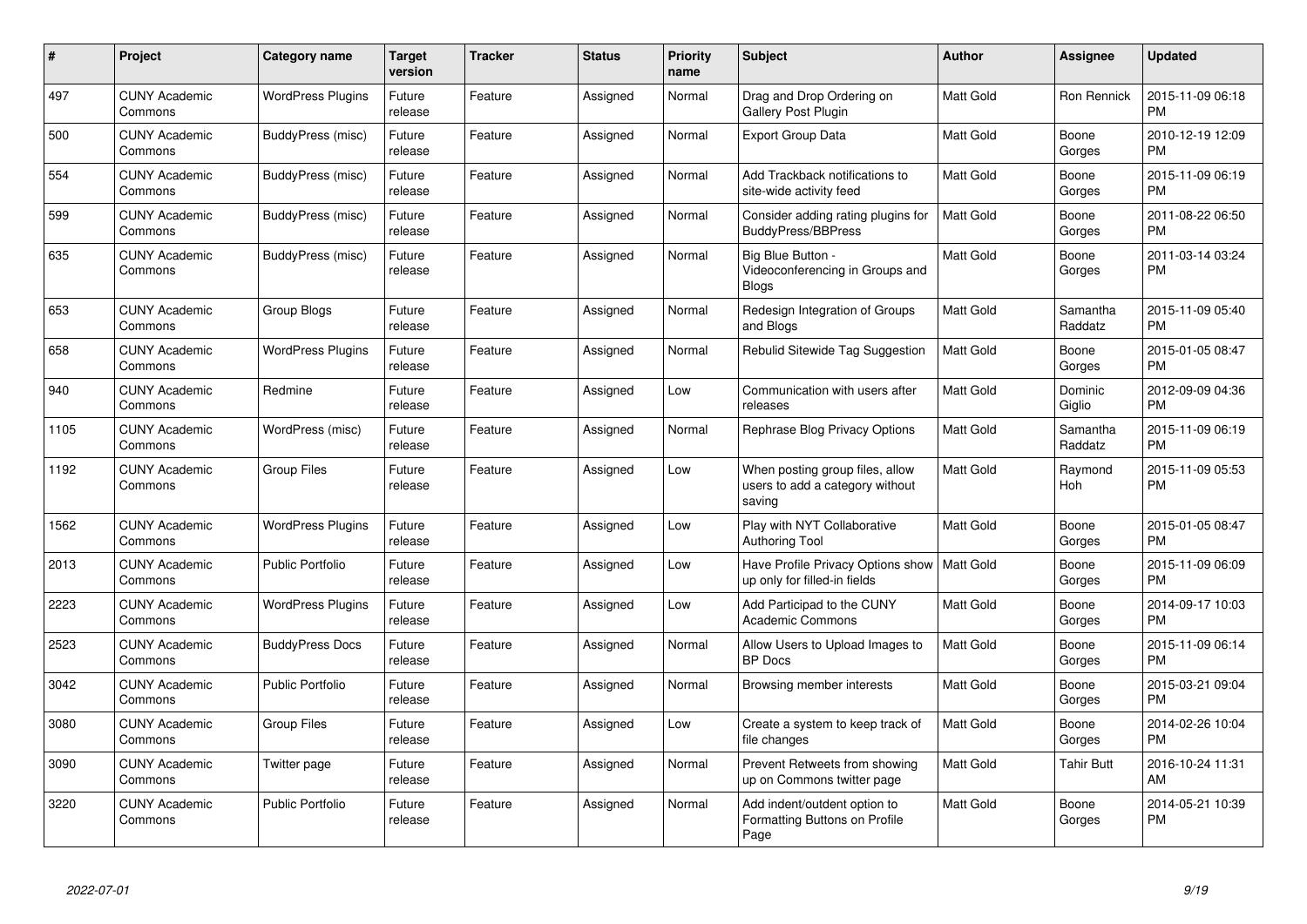| # | Project | Category name | Target version | Tracker | Status | Priority name | Subject | Author | Assignee | Updated |
|---|---|---|---|---|---|---|---|---|---|---|
| 497 | CUNY Academic Commons | WordPress Plugins | Future release | Feature | Assigned | Normal | Drag and Drop Ordering on Gallery Post Plugin | Matt Gold | Ron Rennick | 2015-11-09 06:18 PM |
| 500 | CUNY Academic Commons | BuddyPress (misc) | Future release | Feature | Assigned | Normal | Export Group Data | Matt Gold | Boone Gorges | 2010-12-19 12:09 PM |
| 554 | CUNY Academic Commons | BuddyPress (misc) | Future release | Feature | Assigned | Normal | Add Trackback notifications to site-wide activity feed | Matt Gold | Boone Gorges | 2015-11-09 06:19 PM |
| 599 | CUNY Academic Commons | BuddyPress (misc) | Future release | Feature | Assigned | Normal | Consider adding rating plugins for BuddyPress/BBPress | Matt Gold | Boone Gorges | 2011-08-22 06:50 PM |
| 635 | CUNY Academic Commons | BuddyPress (misc) | Future release | Feature | Assigned | Normal | Big Blue Button - Videoconferencing in Groups and Blogs | Matt Gold | Boone Gorges | 2011-03-14 03:24 PM |
| 653 | CUNY Academic Commons | Group Blogs | Future release | Feature | Assigned | Normal | Redesign Integration of Groups and Blogs | Matt Gold | Samantha Raddatz | 2015-11-09 05:40 PM |
| 658 | CUNY Academic Commons | WordPress Plugins | Future release | Feature | Assigned | Normal | Rebulid Sitewide Tag Suggestion | Matt Gold | Boone Gorges | 2015-01-05 08:47 PM |
| 940 | CUNY Academic Commons | Redmine | Future release | Feature | Assigned | Low | Communication with users after releases | Matt Gold | Dominic Giglio | 2012-09-09 04:36 PM |
| 1105 | CUNY Academic Commons | WordPress (misc) | Future release | Feature | Assigned | Normal | Rephrase Blog Privacy Options | Matt Gold | Samantha Raddatz | 2015-11-09 06:19 PM |
| 1192 | CUNY Academic Commons | Group Files | Future release | Feature | Assigned | Low | When posting group files, allow users to add a category without saving | Matt Gold | Raymond Hoh | 2015-11-09 05:53 PM |
| 1562 | CUNY Academic Commons | WordPress Plugins | Future release | Feature | Assigned | Low | Play with NYT Collaborative Authoring Tool | Matt Gold | Boone Gorges | 2015-01-05 08:47 PM |
| 2013 | CUNY Academic Commons | Public Portfolio | Future release | Feature | Assigned | Low | Have Profile Privacy Options show up only for filled-in fields | Matt Gold | Boone Gorges | 2015-11-09 06:09 PM |
| 2223 | CUNY Academic Commons | WordPress Plugins | Future release | Feature | Assigned | Low | Add Participad to the CUNY Academic Commons | Matt Gold | Boone Gorges | 2014-09-17 10:03 PM |
| 2523 | CUNY Academic Commons | BuddyPress Docs | Future release | Feature | Assigned | Normal | Allow Users to Upload Images to BP Docs | Matt Gold | Boone Gorges | 2015-11-09 06:14 PM |
| 3042 | CUNY Academic Commons | Public Portfolio | Future release | Feature | Assigned | Normal | Browsing member interests | Matt Gold | Boone Gorges | 2015-03-21 09:04 PM |
| 3080 | CUNY Academic Commons | Group Files | Future release | Feature | Assigned | Low | Create a system to keep track of file changes | Matt Gold | Boone Gorges | 2014-02-26 10:04 PM |
| 3090 | CUNY Academic Commons | Twitter page | Future release | Feature | Assigned | Normal | Prevent Retweets from showing up on Commons twitter page | Matt Gold | Tahir Butt | 2016-10-24 11:31 AM |
| 3220 | CUNY Academic Commons | Public Portfolio | Future release | Feature | Assigned | Normal | Add indent/outdent option to Formatting Buttons on Profile Page | Matt Gold | Boone Gorges | 2014-05-21 10:39 PM |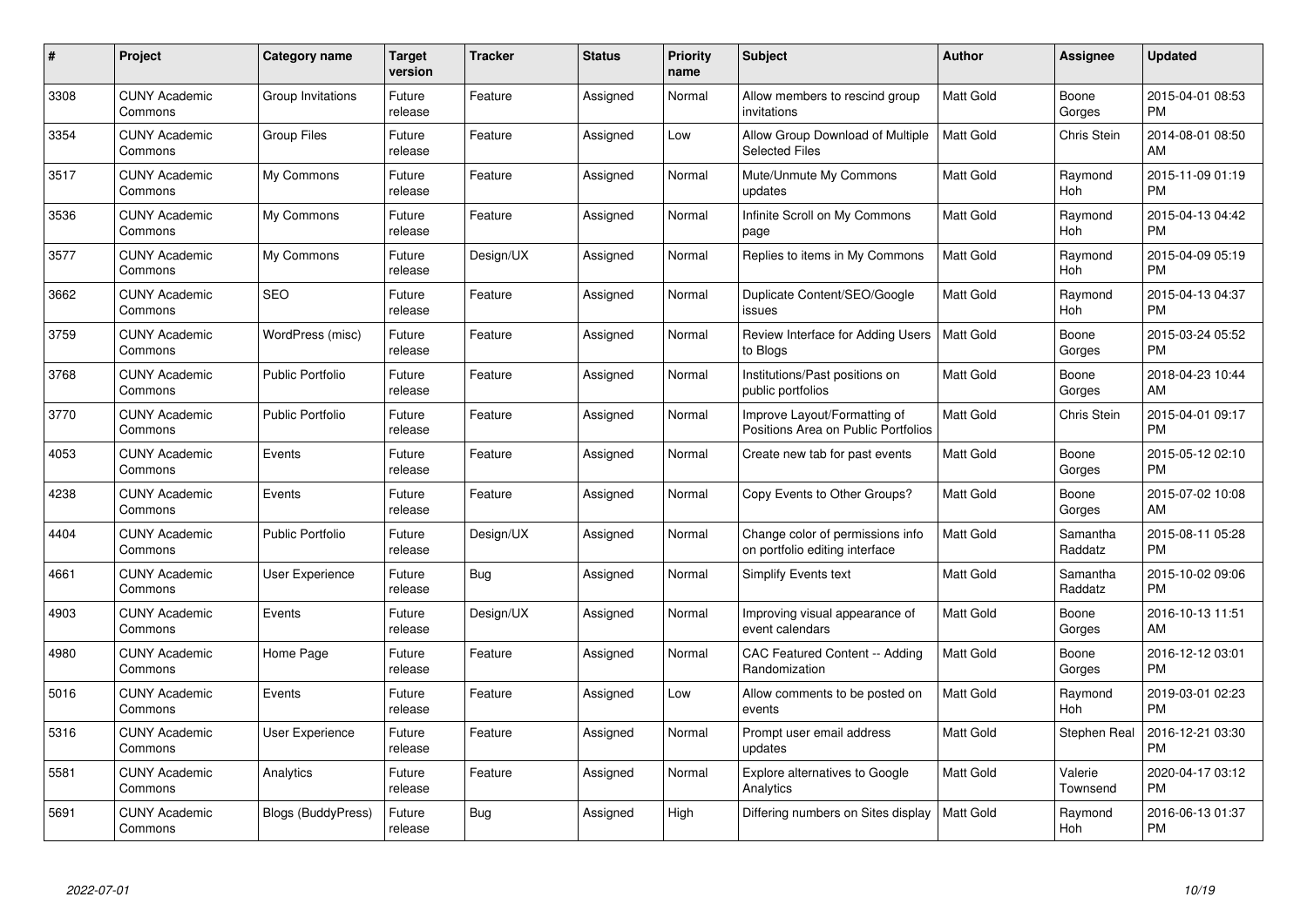| # | Project | Category name | Target version | Tracker | Status | Priority name | Subject | Author | Assignee | Updated |
|---|---|---|---|---|---|---|---|---|---|---|
| 3308 | CUNY Academic Commons | Group Invitations | Future release | Feature | Assigned | Normal | Allow members to rescind group invitations | Matt Gold | Boone Gorges | 2015-04-01 08:53 PM |
| 3354 | CUNY Academic Commons | Group Files | Future release | Feature | Assigned | Low | Allow Group Download of Multiple Selected Files | Matt Gold | Chris Stein | 2014-08-01 08:50 AM |
| 3517 | CUNY Academic Commons | My Commons | Future release | Feature | Assigned | Normal | Mute/Unmute My Commons updates | Matt Gold | Raymond Hoh | 2015-11-09 01:19 PM |
| 3536 | CUNY Academic Commons | My Commons | Future release | Feature | Assigned | Normal | Infinite Scroll on My Commons page | Matt Gold | Raymond Hoh | 2015-04-13 04:42 PM |
| 3577 | CUNY Academic Commons | My Commons | Future release | Design/UX | Assigned | Normal | Replies to items in My Commons | Matt Gold | Raymond Hoh | 2015-04-09 05:19 PM |
| 3662 | CUNY Academic Commons | SEO | Future release | Feature | Assigned | Normal | Duplicate Content/SEO/Google issues | Matt Gold | Raymond Hoh | 2015-04-13 04:37 PM |
| 3759 | CUNY Academic Commons | WordPress (misc) | Future release | Feature | Assigned | Normal | Review Interface for Adding Users to Blogs | Matt Gold | Boone Gorges | 2015-03-24 05:52 PM |
| 3768 | CUNY Academic Commons | Public Portfolio | Future release | Feature | Assigned | Normal | Institutions/Past positions on public portfolios | Matt Gold | Boone Gorges | 2018-04-23 10:44 AM |
| 3770 | CUNY Academic Commons | Public Portfolio | Future release | Feature | Assigned | Normal | Improve Layout/Formatting of Positions Area on Public Portfolios | Matt Gold | Chris Stein | 2015-04-01 09:17 PM |
| 4053 | CUNY Academic Commons | Events | Future release | Feature | Assigned | Normal | Create new tab for past events | Matt Gold | Boone Gorges | 2015-05-12 02:10 PM |
| 4238 | CUNY Academic Commons | Events | Future release | Feature | Assigned | Normal | Copy Events to Other Groups? | Matt Gold | Boone Gorges | 2015-07-02 10:08 AM |
| 4404 | CUNY Academic Commons | Public Portfolio | Future release | Design/UX | Assigned | Normal | Change color of permissions info on portfolio editing interface | Matt Gold | Samantha Raddatz | 2015-08-11 05:28 PM |
| 4661 | CUNY Academic Commons | User Experience | Future release | Bug | Assigned | Normal | Simplify Events text | Matt Gold | Samantha Raddatz | 2015-10-02 09:06 PM |
| 4903 | CUNY Academic Commons | Events | Future release | Design/UX | Assigned | Normal | Improving visual appearance of event calendars | Matt Gold | Boone Gorges | 2016-10-13 11:51 AM |
| 4980 | CUNY Academic Commons | Home Page | Future release | Feature | Assigned | Normal | CAC Featured Content -- Adding Randomization | Matt Gold | Boone Gorges | 2016-12-12 03:01 PM |
| 5016 | CUNY Academic Commons | Events | Future release | Feature | Assigned | Low | Allow comments to be posted on events | Matt Gold | Raymond Hoh | 2019-03-01 02:23 PM |
| 5316 | CUNY Academic Commons | User Experience | Future release | Feature | Assigned | Normal | Prompt user email address updates | Matt Gold | Stephen Real | 2016-12-21 03:30 PM |
| 5581 | CUNY Academic Commons | Analytics | Future release | Feature | Assigned | Normal | Explore alternatives to Google Analytics | Matt Gold | Valerie Townsend | 2020-04-17 03:12 PM |
| 5691 | CUNY Academic Commons | Blogs (BuddyPress) | Future release | Bug | Assigned | High | Differing numbers on Sites display | Matt Gold | Raymond Hoh | 2016-06-13 01:37 PM |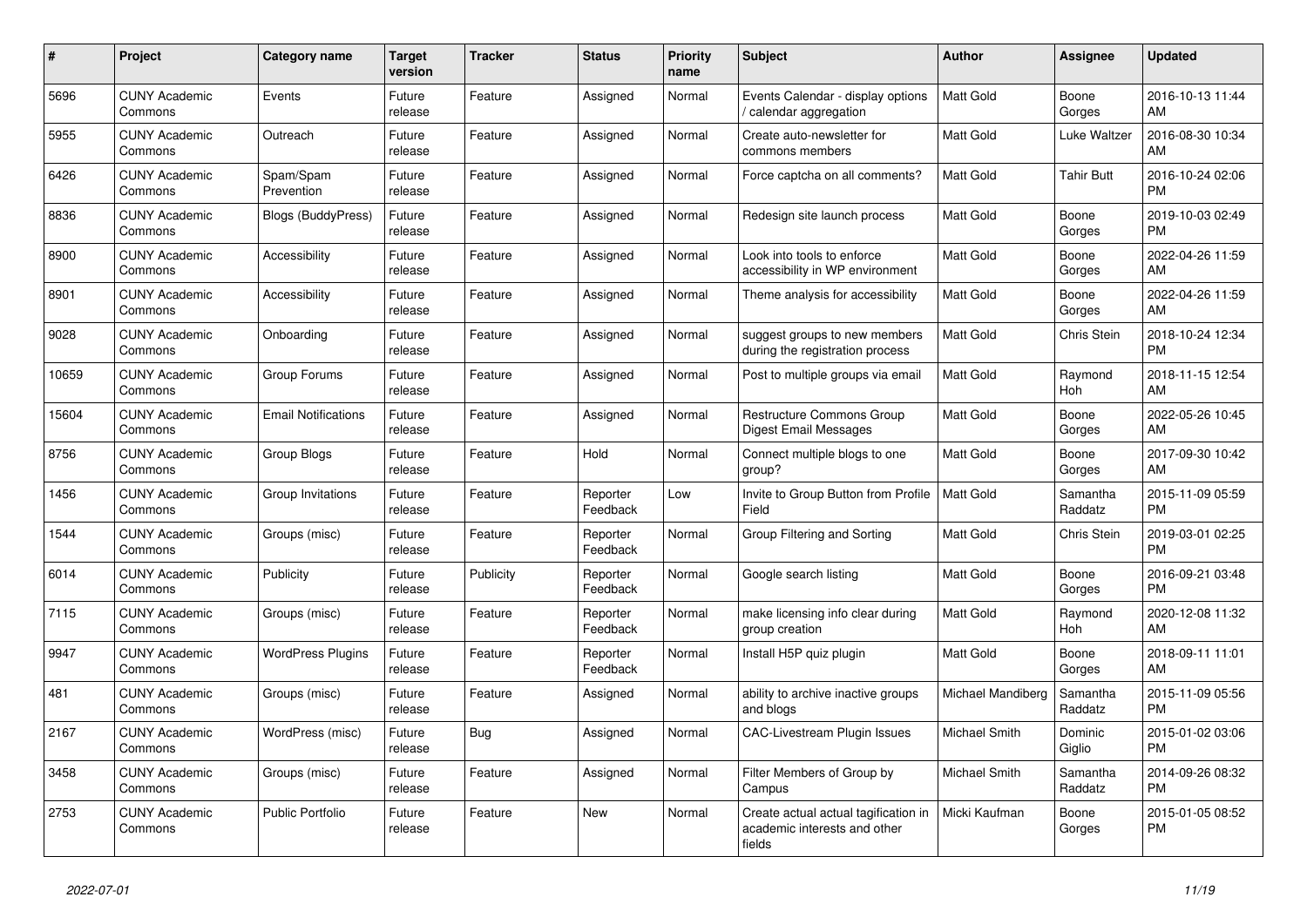| # | Project | Category name | Target version | Tracker | Status | Priority name | Subject | Author | Assignee | Updated |
|---|---|---|---|---|---|---|---|---|---|---|
| 5696 | CUNY Academic Commons | Events | Future release | Feature | Assigned | Normal | Events Calendar - display options / calendar aggregation | Matt Gold | Boone Gorges | 2016-10-13 11:44 AM |
| 5955 | CUNY Academic Commons | Outreach | Future release | Feature | Assigned | Normal | Create auto-newsletter for commons members | Matt Gold | Luke Waltzer | 2016-08-30 10:34 AM |
| 6426 | CUNY Academic Commons | Spam/Spam Prevention | Future release | Feature | Assigned | Normal | Force captcha on all comments? | Matt Gold | Tahir Butt | 2016-10-24 02:06 PM |
| 8836 | CUNY Academic Commons | Blogs (BuddyPress) | Future release | Feature | Assigned | Normal | Redesign site launch process | Matt Gold | Boone Gorges | 2019-10-03 02:49 PM |
| 8900 | CUNY Academic Commons | Accessibility | Future release | Feature | Assigned | Normal | Look into tools to enforce accessibility in WP environment | Matt Gold | Boone Gorges | 2022-04-26 11:59 AM |
| 8901 | CUNY Academic Commons | Accessibility | Future release | Feature | Assigned | Normal | Theme analysis for accessibility | Matt Gold | Boone Gorges | 2022-04-26 11:59 AM |
| 9028 | CUNY Academic Commons | Onboarding | Future release | Feature | Assigned | Normal | suggest groups to new members during the registration process | Matt Gold | Chris Stein | 2018-10-24 12:34 PM |
| 10659 | CUNY Academic Commons | Group Forums | Future release | Feature | Assigned | Normal | Post to multiple groups via email | Matt Gold | Raymond Hoh | 2018-11-15 12:54 AM |
| 15604 | CUNY Academic Commons | Email Notifications | Future release | Feature | Assigned | Normal | Restructure Commons Group Digest Email Messages | Matt Gold | Boone Gorges | 2022-05-26 10:45 AM |
| 8756 | CUNY Academic Commons | Group Blogs | Future release | Feature | Hold | Normal | Connect multiple blogs to one group? | Matt Gold | Boone Gorges | 2017-09-30 10:42 AM |
| 1456 | CUNY Academic Commons | Group Invitations | Future release | Feature | Reporter Feedback | Low | Invite to Group Button from Profile Field | Matt Gold | Samantha Raddatz | 2015-11-09 05:59 PM |
| 1544 | CUNY Academic Commons | Groups (misc) | Future release | Feature | Reporter Feedback | Normal | Group Filtering and Sorting | Matt Gold | Chris Stein | 2019-03-01 02:25 PM |
| 6014 | CUNY Academic Commons | Publicity | Future release | Publicity | Reporter Feedback | Normal | Google search listing | Matt Gold | Boone Gorges | 2016-09-21 03:48 PM |
| 7115 | CUNY Academic Commons | Groups (misc) | Future release | Feature | Reporter Feedback | Normal | make licensing info clear during group creation | Matt Gold | Raymond Hoh | 2020-12-08 11:32 AM |
| 9947 | CUNY Academic Commons | WordPress Plugins | Future release | Feature | Reporter Feedback | Normal | Install H5P quiz plugin | Matt Gold | Boone Gorges | 2018-09-11 11:01 AM |
| 481 | CUNY Academic Commons | Groups (misc) | Future release | Feature | Assigned | Normal | ability to archive inactive groups and blogs | Michael Mandiberg | Samantha Raddatz | 2015-11-09 05:56 PM |
| 2167 | CUNY Academic Commons | WordPress (misc) | Future release | Bug | Assigned | Normal | CAC-Livestream Plugin Issues | Michael Smith | Dominic Giglio | 2015-01-02 03:06 PM |
| 3458 | CUNY Academic Commons | Groups (misc) | Future release | Feature | Assigned | Normal | Filter Members of Group by Campus | Michael Smith | Samantha Raddatz | 2014-09-26 08:32 PM |
| 2753 | CUNY Academic Commons | Public Portfolio | Future release | Feature | New | Normal | Create actual actual tagification in academic interests and other fields | Micki Kaufman | Boone Gorges | 2015-01-05 08:52 PM |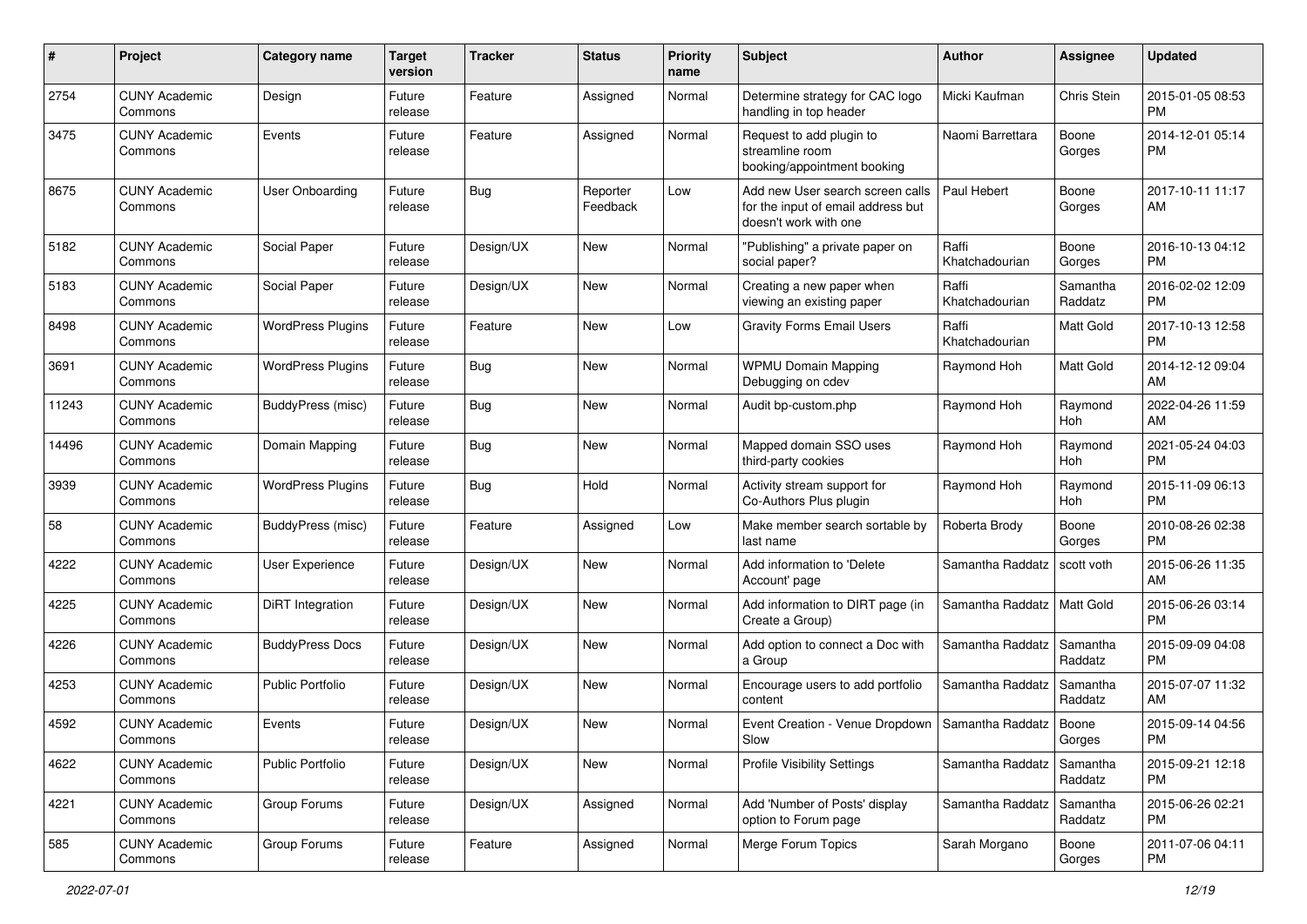| # | Project | Category name | Target version | Tracker | Status | Priority name | Subject | Author | Assignee | Updated |
|---|---|---|---|---|---|---|---|---|---|---|
| 2754 | CUNY Academic Commons | Design | Future release | Feature | Assigned | Normal | Determine strategy for CAC logo handling in top header | Micki Kaufman | Chris Stein | 2015-01-05 08:53 PM |
| 3475 | CUNY Academic Commons | Events | Future release | Feature | Assigned | Normal | Request to add plugin to streamline room booking/appointment booking | Naomi Barrettara | Boone Gorges | 2014-12-01 05:14 PM |
| 8675 | CUNY Academic Commons | User Onboarding | Future release | Bug | Reporter Feedback | Low | Add new User search screen calls for the input of email address but doesn't work with one | Paul Hebert | Boone Gorges | 2017-10-11 11:17 AM |
| 5182 | CUNY Academic Commons | Social Paper | Future release | Design/UX | New | Normal | "Publishing" a private paper on social paper? | Raffi Khatchadourian | Boone Gorges | 2016-10-13 04:12 PM |
| 5183 | CUNY Academic Commons | Social Paper | Future release | Design/UX | New | Normal | Creating a new paper when viewing an existing paper | Raffi Khatchadourian | Samantha Raddatz | 2016-02-02 12:09 PM |
| 8498 | CUNY Academic Commons | WordPress Plugins | Future release | Feature | New | Low | Gravity Forms Email Users | Raffi Khatchadourian | Matt Gold | 2017-10-13 12:58 PM |
| 3691 | CUNY Academic Commons | WordPress Plugins | Future release | Bug | New | Normal | WPMU Domain Mapping Debugging on cdev | Raymond Hoh | Matt Gold | 2014-12-12 09:04 AM |
| 11243 | CUNY Academic Commons | BuddyPress (misc) | Future release | Bug | New | Normal | Audit bp-custom.php | Raymond Hoh | Raymond Hoh | 2022-04-26 11:59 AM |
| 14496 | CUNY Academic Commons | Domain Mapping | Future release | Bug | New | Normal | Mapped domain SSO uses third-party cookies | Raymond Hoh | Raymond Hoh | 2021-05-24 04:03 PM |
| 3939 | CUNY Academic Commons | WordPress Plugins | Future release | Bug | Hold | Normal | Activity stream support for Co-Authors Plus plugin | Raymond Hoh | Raymond Hoh | 2015-11-09 06:13 PM |
| 58 | CUNY Academic Commons | BuddyPress (misc) | Future release | Feature | Assigned | Low | Make member search sortable by last name | Roberta Brody | Boone Gorges | 2010-08-26 02:38 PM |
| 4222 | CUNY Academic Commons | User Experience | Future release | Design/UX | New | Normal | Add information to 'Delete Account' page | Samantha Raddatz | scott voth | 2015-06-26 11:35 AM |
| 4225 | CUNY Academic Commons | DiRT Integration | Future release | Design/UX | New | Normal | Add information to DIRT page (in Create a Group) | Samantha Raddatz | Matt Gold | 2015-06-26 03:14 PM |
| 4226 | CUNY Academic Commons | BuddyPress Docs | Future release | Design/UX | New | Normal | Add option to connect a Doc with a Group | Samantha Raddatz | Samantha Raddatz | 2015-09-09 04:08 PM |
| 4253 | CUNY Academic Commons | Public Portfolio | Future release | Design/UX | New | Normal | Encourage users to add portfolio content | Samantha Raddatz | Samantha Raddatz | 2015-07-07 11:32 AM |
| 4592 | CUNY Academic Commons | Events | Future release | Design/UX | New | Normal | Event Creation - Venue Dropdown Slow | Samantha Raddatz | Boone Gorges | 2015-09-14 04:56 PM |
| 4622 | CUNY Academic Commons | Public Portfolio | Future release | Design/UX | New | Normal | Profile Visibility Settings | Samantha Raddatz | Samantha Raddatz | 2015-09-21 12:18 PM |
| 4221 | CUNY Academic Commons | Group Forums | Future release | Design/UX | Assigned | Normal | Add 'Number of Posts' display option to Forum page | Samantha Raddatz | Samantha Raddatz | 2015-06-26 02:21 PM |
| 585 | CUNY Academic Commons | Group Forums | Future release | Feature | Assigned | Normal | Merge Forum Topics | Sarah Morgano | Boone Gorges | 2011-07-06 04:11 PM |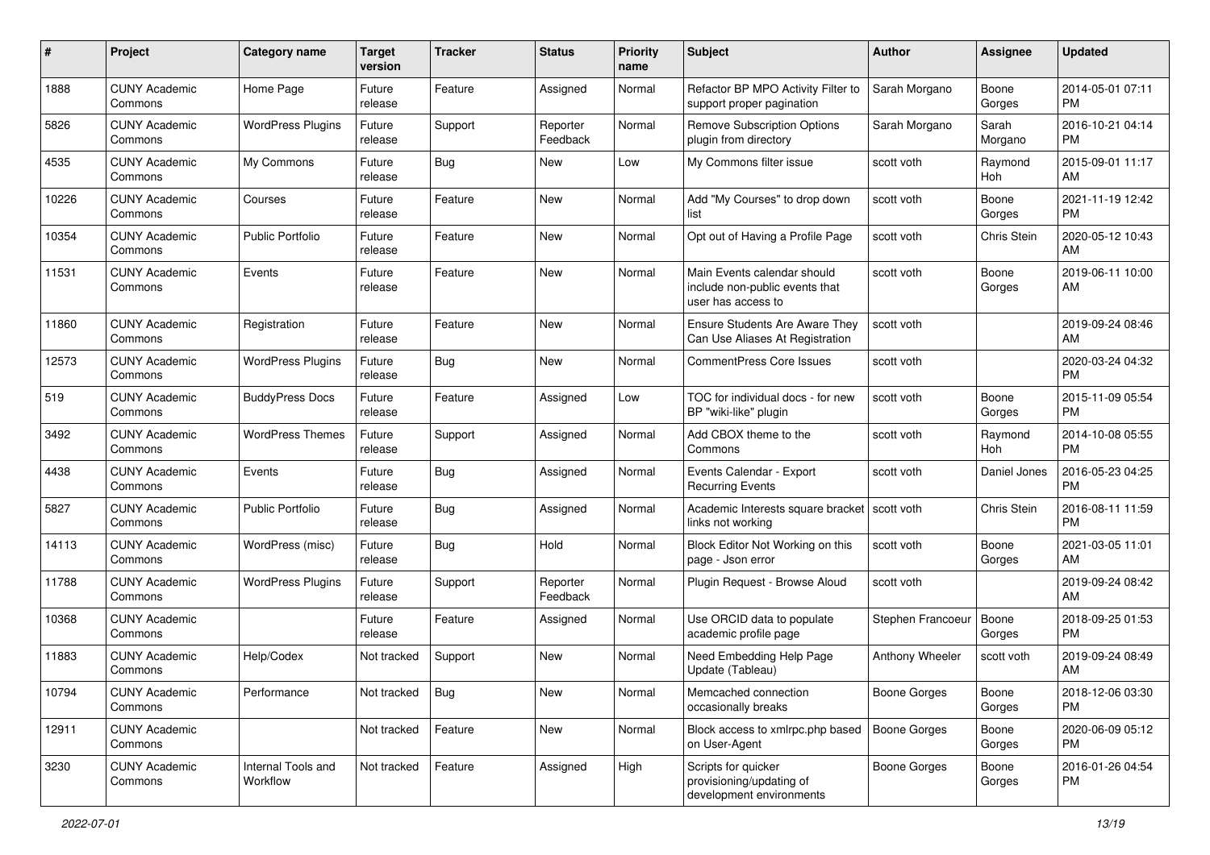| # | Project | Category name | Target version | Tracker | Status | Priority name | Subject | Author | Assignee | Updated |
|---|---|---|---|---|---|---|---|---|---|---|
| 1888 | CUNY Academic Commons | Home Page | Future release | Feature | Assigned | Normal | Refactor BP MPO Activity Filter to support proper pagination | Sarah Morgano | Boone Gorges | 2014-05-01 07:11 PM |
| 5826 | CUNY Academic Commons | WordPress Plugins | Future release | Support | Reporter Feedback | Normal | Remove Subscription Options plugin from directory | Sarah Morgano | Sarah Morgano | 2016-10-21 04:14 PM |
| 4535 | CUNY Academic Commons | My Commons | Future release | Bug | New | Low | My Commons filter issue | scott voth | Raymond Hoh | 2015-09-01 11:17 AM |
| 10226 | CUNY Academic Commons | Courses | Future release | Feature | New | Normal | Add "My Courses" to drop down list | scott voth | Boone Gorges | 2021-11-19 12:42 PM |
| 10354 | CUNY Academic Commons | Public Portfolio | Future release | Feature | New | Normal | Opt out of Having a Profile Page | scott voth | Chris Stein | 2020-05-12 10:43 AM |
| 11531 | CUNY Academic Commons | Events | Future release | Feature | New | Normal | Main Events calendar should include non-public events that user has access to | scott voth | Boone Gorges | 2019-06-11 10:00 AM |
| 11860 | CUNY Academic Commons | Registration | Future release | Feature | New | Normal | Ensure Students Are Aware They Can Use Aliases At Registration | scott voth | | 2019-09-24 08:46 AM |
| 12573 | CUNY Academic Commons | WordPress Plugins | Future release | Bug | New | Normal | CommentPress Core Issues | scott voth | | 2020-03-24 04:32 PM |
| 519 | CUNY Academic Commons | BuddyPress Docs | Future release | Feature | Assigned | Low | TOC for individual docs - for new BP "wiki-like" plugin | scott voth | Boone Gorges | 2015-11-09 05:54 PM |
| 3492 | CUNY Academic Commons | WordPress Themes | Future release | Support | Assigned | Normal | Add CBOX theme to the Commons | scott voth | Raymond Hoh | 2014-10-08 05:55 PM |
| 4438 | CUNY Academic Commons | Events | Future release | Bug | Assigned | Normal | Events Calendar - Export Recurring Events | scott voth | Daniel Jones | 2016-05-23 04:25 PM |
| 5827 | CUNY Academic Commons | Public Portfolio | Future release | Bug | Assigned | Normal | Academic Interests square bracket links not working | scott voth | Chris Stein | 2016-08-11 11:59 PM |
| 14113 | CUNY Academic Commons | WordPress (misc) | Future release | Bug | Hold | Normal | Block Editor Not Working on this page - Json error | scott voth | Boone Gorges | 2021-03-05 11:01 AM |
| 11788 | CUNY Academic Commons | WordPress Plugins | Future release | Support | Reporter Feedback | Normal | Plugin Request - Browse Aloud | scott voth | | 2019-09-24 08:42 AM |
| 10368 | CUNY Academic Commons | | Future release | Feature | Assigned | Normal | Use ORCID data to populate academic profile page | Stephen Francoeur | Boone Gorges | 2018-09-25 01:53 PM |
| 11883 | CUNY Academic Commons | Help/Codex | Not tracked | Support | New | Normal | Need Embedding Help Page Update (Tableau) | Anthony Wheeler | scott voth | 2019-09-24 08:49 AM |
| 10794 | CUNY Academic Commons | Performance | Not tracked | Bug | New | Normal | Memcached connection occasionally breaks | Boone Gorges | Boone Gorges | 2018-12-06 03:30 PM |
| 12911 | CUNY Academic Commons | | Not tracked | Feature | New | Normal | Block access to xmlrpc.php based on User-Agent | Boone Gorges | Boone Gorges | 2020-06-09 05:12 PM |
| 3230 | CUNY Academic Commons | Internal Tools and Workflow | Not tracked | Feature | Assigned | High | Scripts for quicker provisioning/updating of development environments | Boone Gorges | Boone Gorges | 2016-01-26 04:54 PM |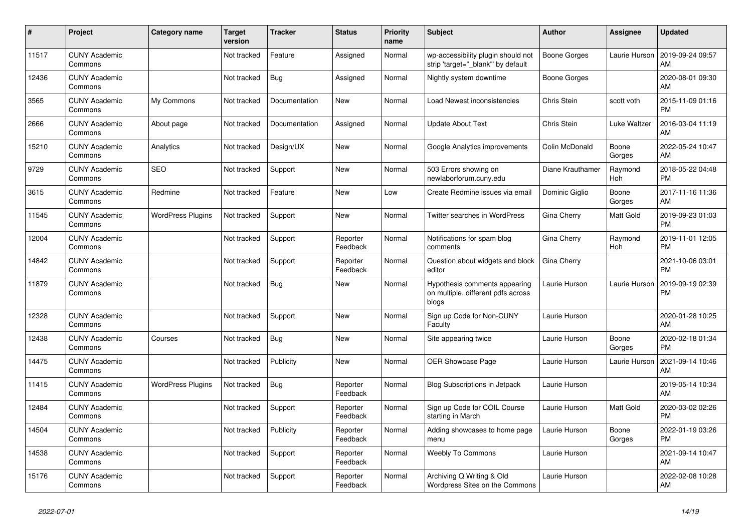| # | Project | Category name | Target version | Tracker | Status | Priority name | Subject | Author | Assignee | Updated |
|---|---|---|---|---|---|---|---|---|---|---|
| 11517 | CUNY Academic Commons | | Not tracked | Feature | Assigned | Normal | wp-accessibility plugin should not strip 'target="_blank"' by default | Boone Gorges | Laurie Hurson | 2019-09-24 09:57 AM |
| 12436 | CUNY Academic Commons | | Not tracked | Bug | Assigned | Normal | Nightly system downtime | Boone Gorges | | 2020-08-01 09:30 AM |
| 3565 | CUNY Academic Commons | My Commons | Not tracked | Documentation | New | Normal | Load Newest inconsistencies | Chris Stein | scott voth | 2015-11-09 01:16 PM |
| 2666 | CUNY Academic Commons | About page | Not tracked | Documentation | Assigned | Normal | Update About Text | Chris Stein | Luke Waltzer | 2016-03-04 11:19 AM |
| 15210 | CUNY Academic Commons | Analytics | Not tracked | Design/UX | New | Normal | Google Analytics improvements | Colin McDonald | Boone Gorges | 2022-05-24 10:47 AM |
| 9729 | CUNY Academic Commons | SEO | Not tracked | Support | New | Normal | 503 Errors showing on newlaborforum.cuny.edu | Diane Krauthamer | Raymond Hoh | 2018-05-22 04:48 PM |
| 3615 | CUNY Academic Commons | Redmine | Not tracked | Feature | New | Low | Create Redmine issues via email | Dominic Giglio | Boone Gorges | 2017-11-16 11:36 AM |
| 11545 | CUNY Academic Commons | WordPress Plugins | Not tracked | Support | New | Normal | Twitter searches in WordPress | Gina Cherry | Matt Gold | 2019-09-23 01:03 PM |
| 12004 | CUNY Academic Commons | | Not tracked | Support | Reporter Feedback | Normal | Notifications for spam blog comments | Gina Cherry | Raymond Hoh | 2019-11-01 12:05 PM |
| 14842 | CUNY Academic Commons | | Not tracked | Support | Reporter Feedback | Normal | Question about widgets and block editor | Gina Cherry | | 2021-10-06 03:01 PM |
| 11879 | CUNY Academic Commons | | Not tracked | Bug | New | Normal | Hypothesis comments appearing on multiple, different pdfs across blogs | Laurie Hurson | Laurie Hurson | 2019-09-19 02:39 PM |
| 12328 | CUNY Academic Commons | | Not tracked | Support | New | Normal | Sign up Code for Non-CUNY Faculty | Laurie Hurson | | 2020-01-28 10:25 AM |
| 12438 | CUNY Academic Commons | Courses | Not tracked | Bug | New | Normal | Site appearing twice | Laurie Hurson | Boone Gorges | 2020-02-18 01:34 PM |
| 14475 | CUNY Academic Commons | | Not tracked | Publicity | New | Normal | OER Showcase Page | Laurie Hurson | Laurie Hurson | 2021-09-14 10:46 AM |
| 11415 | CUNY Academic Commons | WordPress Plugins | Not tracked | Bug | Reporter Feedback | Normal | Blog Subscriptions in Jetpack | Laurie Hurson | | 2019-05-14 10:34 AM |
| 12484 | CUNY Academic Commons | | Not tracked | Support | Reporter Feedback | Normal | Sign up Code for COIL Course starting in March | Laurie Hurson | Matt Gold | 2020-03-02 02:26 PM |
| 14504 | CUNY Academic Commons | | Not tracked | Publicity | Reporter Feedback | Normal | Adding showcases to home page menu | Laurie Hurson | Boone Gorges | 2022-01-19 03:26 PM |
| 14538 | CUNY Academic Commons | | Not tracked | Support | Reporter Feedback | Normal | Weebly To Commons | Laurie Hurson | | 2021-09-14 10:47 AM |
| 15176 | CUNY Academic Commons | | Not tracked | Support | Reporter Feedback | Normal | Archiving Q Writing & Old Wordpress Sites on the Commons | Laurie Hurson | | 2022-02-08 10:28 AM |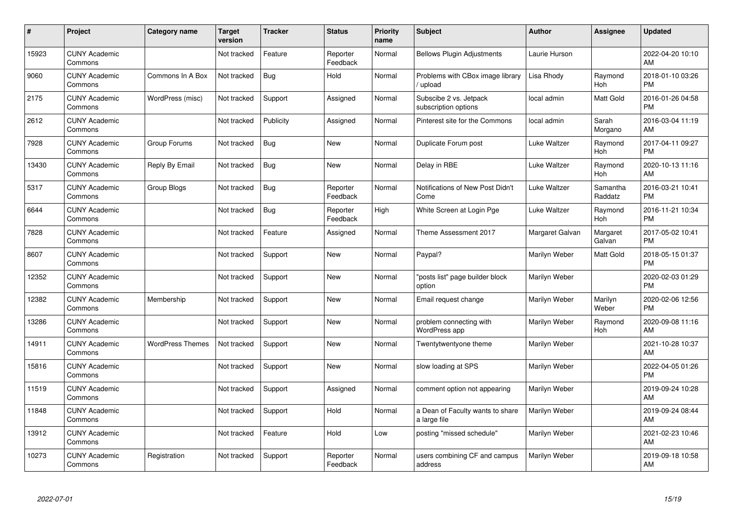| # | Project | Category name | Target version | Tracker | Status | Priority name | Subject | Author | Assignee | Updated |
|---|---|---|---|---|---|---|---|---|---|---|
| 15923 | CUNY Academic Commons | | Not tracked | Feature | Reporter Feedback | Normal | Bellows Plugin Adjustments | Laurie Hurson | | 2022-04-20 10:10 AM |
| 9060 | CUNY Academic Commons | Commons In A Box | Not tracked | Bug | Hold | Normal | Problems with CBox image library / upload | Lisa Rhody | Raymond Hoh | 2018-01-10 03:26 PM |
| 2175 | CUNY Academic Commons | WordPress (misc) | Not tracked | Support | Assigned | Normal | Subscibe 2 vs. Jetpack subscription options | local admin | Matt Gold | 2016-01-26 04:58 PM |
| 2612 | CUNY Academic Commons | | Not tracked | Publicity | Assigned | Normal | Pinterest site for the Commons | local admin | Sarah Morgano | 2016-03-04 11:19 AM |
| 7928 | CUNY Academic Commons | Group Forums | Not tracked | Bug | New | Normal | Duplicate Forum post | Luke Waltzer | Raymond Hoh | 2017-04-11 09:27 PM |
| 13430 | CUNY Academic Commons | Reply By Email | Not tracked | Bug | New | Normal | Delay in RBE | Luke Waltzer | Raymond Hoh | 2020-10-13 11:16 AM |
| 5317 | CUNY Academic Commons | Group Blogs | Not tracked | Bug | Reporter Feedback | Normal | Notifications of New Post Didn't Come | Luke Waltzer | Samantha Raddatz | 2016-03-21 10:41 PM |
| 6644 | CUNY Academic Commons | | Not tracked | Bug | Reporter Feedback | High | White Screen at Login Pge | Luke Waltzer | Raymond Hoh | 2016-11-21 10:34 PM |
| 7828 | CUNY Academic Commons | | Not tracked | Feature | Assigned | Normal | Theme Assessment 2017 | Margaret Galvan | Margaret Galvan | 2017-05-02 10:41 PM |
| 8607 | CUNY Academic Commons | | Not tracked | Support | New | Normal | Paypal? | Marilyn Weber | Matt Gold | 2018-05-15 01:37 PM |
| 12352 | CUNY Academic Commons | | Not tracked | Support | New | Normal | "posts list" page builder block option | Marilyn Weber | | 2020-02-03 01:29 PM |
| 12382 | CUNY Academic Commons | Membership | Not tracked | Support | New | Normal | Email request change | Marilyn Weber | Marilyn Weber | 2020-02-06 12:56 PM |
| 13286 | CUNY Academic Commons | | Not tracked | Support | New | Normal | problem connecting with WordPress app | Marilyn Weber | Raymond Hoh | 2020-09-08 11:16 AM |
| 14911 | CUNY Academic Commons | WordPress Themes | Not tracked | Support | New | Normal | Twentytwentyone theme | Marilyn Weber | | 2021-10-28 10:37 AM |
| 15816 | CUNY Academic Commons | | Not tracked | Support | New | Normal | slow loading at SPS | Marilyn Weber | | 2022-04-05 01:26 PM |
| 11519 | CUNY Academic Commons | | Not tracked | Support | Assigned | Normal | comment option not appearing | Marilyn Weber | | 2019-09-24 10:28 AM |
| 11848 | CUNY Academic Commons | | Not tracked | Support | Hold | Normal | a Dean of Faculty wants to share a large file | Marilyn Weber | | 2019-09-24 08:44 AM |
| 13912 | CUNY Academic Commons | | Not tracked | Feature | Hold | Low | posting "missed schedule" | Marilyn Weber | | 2021-02-23 10:46 AM |
| 10273 | CUNY Academic Commons | Registration | Not tracked | Support | Reporter Feedback | Normal | users combining CF and campus address | Marilyn Weber | | 2019-09-18 10:58 AM |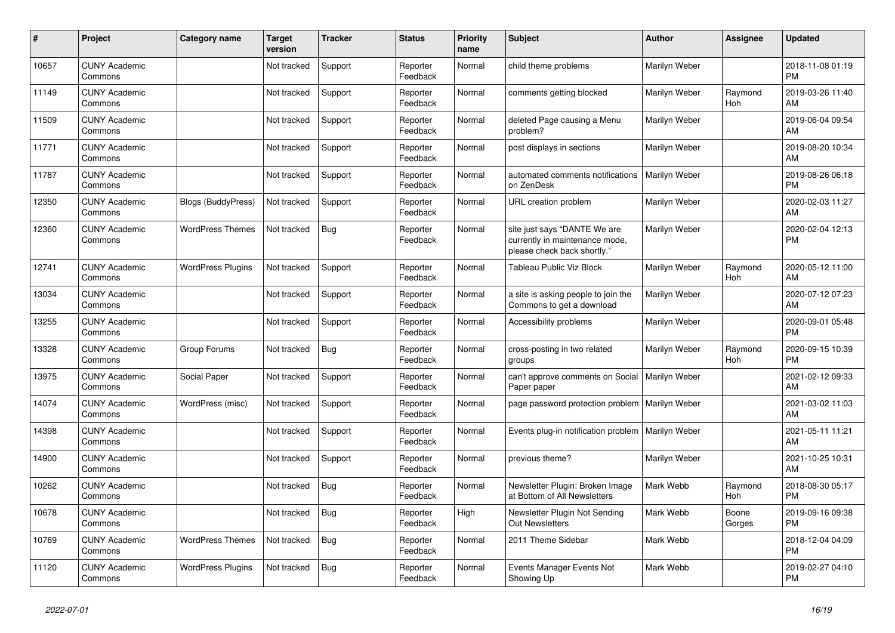| # | Project | Category name | Target version | Tracker | Status | Priority name | Subject | Author | Assignee | Updated |
|---|---|---|---|---|---|---|---|---|---|---|
| 10657 | CUNY Academic Commons | | Not tracked | Support | Reporter Feedback | Normal | child theme problems | Marilyn Weber | | 2018-11-08 01:19 PM |
| 11149 | CUNY Academic Commons | | Not tracked | Support | Reporter Feedback | Normal | comments getting blocked | Marilyn Weber | Raymond Hoh | 2019-03-26 11:40 AM |
| 11509 | CUNY Academic Commons | | Not tracked | Support | Reporter Feedback | Normal | deleted Page causing a Menu problem? | Marilyn Weber | | 2019-06-04 09:54 AM |
| 11771 | CUNY Academic Commons | | Not tracked | Support | Reporter Feedback | Normal | post displays in sections | Marilyn Weber | | 2019-08-20 10:34 AM |
| 11787 | CUNY Academic Commons | | Not tracked | Support | Reporter Feedback | Normal | automated comments notifications on ZenDesk | Marilyn Weber | | 2019-08-26 06:18 PM |
| 12350 | CUNY Academic Commons | Blogs (BuddyPress) | Not tracked | Support | Reporter Feedback | Normal | URL creation problem | Marilyn Weber | | 2020-02-03 11:27 AM |
| 12360 | CUNY Academic Commons | WordPress Themes | Not tracked | Bug | Reporter Feedback | Normal | site just says "DANTE We are currently in maintenance mode, please check back shortly." | Marilyn Weber | | 2020-02-04 12:13 PM |
| 12741 | CUNY Academic Commons | WordPress Plugins | Not tracked | Support | Reporter Feedback | Normal | Tableau Public Viz Block | Marilyn Weber | Raymond Hoh | 2020-05-12 11:00 AM |
| 13034 | CUNY Academic Commons | | Not tracked | Support | Reporter Feedback | Normal | a site is asking people to join the Commons to get a download | Marilyn Weber | | 2020-07-12 07:23 AM |
| 13255 | CUNY Academic Commons | | Not tracked | Support | Reporter Feedback | Normal | Accessibility problems | Marilyn Weber | | 2020-09-01 05:48 PM |
| 13328 | CUNY Academic Commons | Group Forums | Not tracked | Bug | Reporter Feedback | Normal | cross-posting in two related groups | Marilyn Weber | Raymond Hoh | 2020-09-15 10:39 PM |
| 13975 | CUNY Academic Commons | Social Paper | Not tracked | Support | Reporter Feedback | Normal | can't approve comments on Social Paper paper | Marilyn Weber | | 2021-02-12 09:33 AM |
| 14074 | CUNY Academic Commons | WordPress (misc) | Not tracked | Support | Reporter Feedback | Normal | page password protection problem | Marilyn Weber | | 2021-03-02 11:03 AM |
| 14398 | CUNY Academic Commons | | Not tracked | Support | Reporter Feedback | Normal | Events plug-in notification problem | Marilyn Weber | | 2021-05-11 11:21 AM |
| 14900 | CUNY Academic Commons | | Not tracked | Support | Reporter Feedback | Normal | previous theme? | Marilyn Weber | | 2021-10-25 10:31 AM |
| 10262 | CUNY Academic Commons | | Not tracked | Bug | Reporter Feedback | Normal | Newsletter Plugin: Broken Image at Bottom of All Newsletters | Mark Webb | Raymond Hoh | 2018-08-30 05:17 PM |
| 10678 | CUNY Academic Commons | | Not tracked | Bug | Reporter Feedback | High | Newsletter Plugin Not Sending Out Newsletters | Mark Webb | Boone Gorges | 2019-09-16 09:38 PM |
| 10769 | CUNY Academic Commons | WordPress Themes | Not tracked | Bug | Reporter Feedback | Normal | 2011 Theme Sidebar | Mark Webb | | 2018-12-04 04:09 PM |
| 11120 | CUNY Academic Commons | WordPress Plugins | Not tracked | Bug | Reporter Feedback | Normal | Events Manager Events Not Showing Up | Mark Webb | | 2019-02-27 04:10 PM |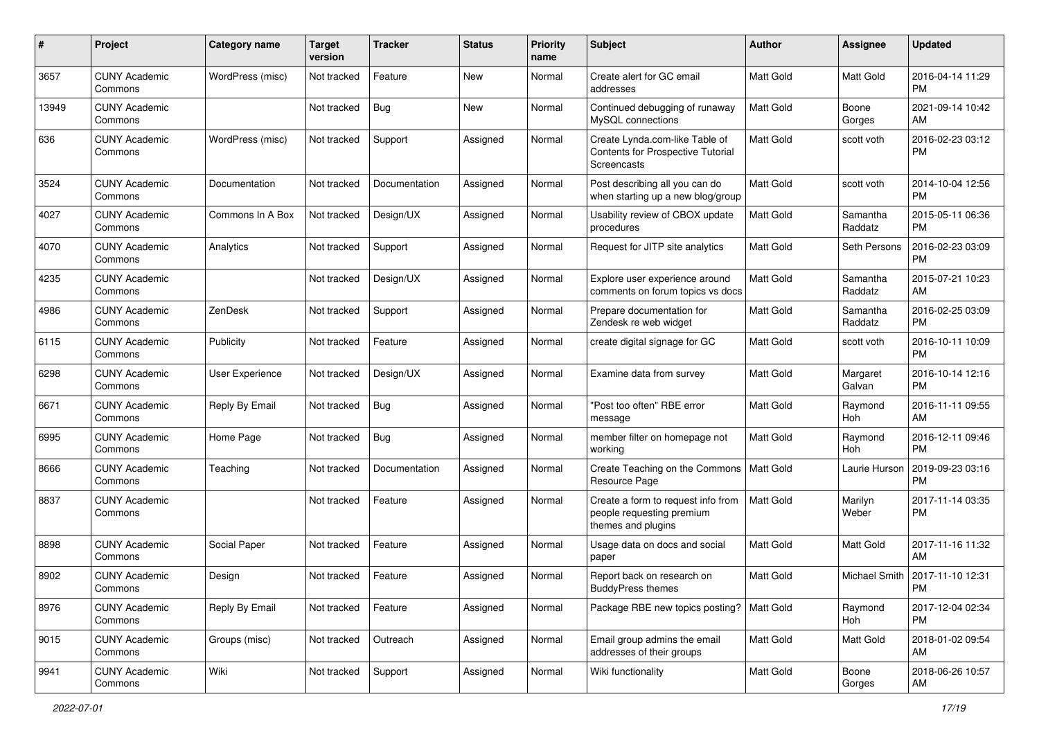| # | Project | Category name | Target version | Tracker | Status | Priority name | Subject | Author | Assignee | Updated |
|---|---|---|---|---|---|---|---|---|---|---|
| 3657 | CUNY Academic Commons | WordPress (misc) | Not tracked | Feature | New | Normal | Create alert for GC email addresses | Matt Gold | Matt Gold | 2016-04-14 11:29 PM |
| 13949 | CUNY Academic Commons | | Not tracked | Bug | New | Normal | Continued debugging of runaway MySQL connections | Matt Gold | Boone Gorges | 2021-09-14 10:42 AM |
| 636 | CUNY Academic Commons | WordPress (misc) | Not tracked | Support | Assigned | Normal | Create Lynda.com-like Table of Contents for Prospective Tutorial Screencasts | Matt Gold | scott voth | 2016-02-23 03:12 PM |
| 3524 | CUNY Academic Commons | Documentation | Not tracked | Documentation | Assigned | Normal | Post describing all you can do when starting up a new blog/group | Matt Gold | scott voth | 2014-10-04 12:56 PM |
| 4027 | CUNY Academic Commons | Commons In A Box | Not tracked | Design/UX | Assigned | Normal | Usability review of CBOX update procedures | Matt Gold | Samantha Raddatz | 2015-05-11 06:36 PM |
| 4070 | CUNY Academic Commons | Analytics | Not tracked | Support | Assigned | Normal | Request for JITP site analytics | Matt Gold | Seth Persons | 2016-02-23 03:09 PM |
| 4235 | CUNY Academic Commons | | Not tracked | Design/UX | Assigned | Normal | Explore user experience around comments on forum topics vs docs | Matt Gold | Samantha Raddatz | 2015-07-21 10:23 AM |
| 4986 | CUNY Academic Commons | ZenDesk | Not tracked | Support | Assigned | Normal | Prepare documentation for Zendesk re web widget | Matt Gold | Samantha Raddatz | 2016-02-25 03:09 PM |
| 6115 | CUNY Academic Commons | Publicity | Not tracked | Feature | Assigned | Normal | create digital signage for GC | Matt Gold | scott voth | 2016-10-11 10:09 PM |
| 6298 | CUNY Academic Commons | User Experience | Not tracked | Design/UX | Assigned | Normal | Examine data from survey | Matt Gold | Margaret Galvan | 2016-10-14 12:16 PM |
| 6671 | CUNY Academic Commons | Reply By Email | Not tracked | Bug | Assigned | Normal | "Post too often" RBE error message | Matt Gold | Raymond Hoh | 2016-11-11 09:55 AM |
| 6995 | CUNY Academic Commons | Home Page | Not tracked | Bug | Assigned | Normal | member filter on homepage not working | Matt Gold | Raymond Hoh | 2016-12-11 09:46 PM |
| 8666 | CUNY Academic Commons | Teaching | Not tracked | Documentation | Assigned | Normal | Create Teaching on the Commons Resource Page | Matt Gold | Laurie Hurson | 2019-09-23 03:16 PM |
| 8837 | CUNY Academic Commons | | Not tracked | Feature | Assigned | Normal | Create a form to request info from people requesting premium themes and plugins | Matt Gold | Marilyn Weber | 2017-11-14 03:35 PM |
| 8898 | CUNY Academic Commons | Social Paper | Not tracked | Feature | Assigned | Normal | Usage data on docs and social paper | Matt Gold | Matt Gold | 2017-11-16 11:32 AM |
| 8902 | CUNY Academic Commons | Design | Not tracked | Feature | Assigned | Normal | Report back on research on BuddyPress themes | Matt Gold | Michael Smith | 2017-11-10 12:31 PM |
| 8976 | CUNY Academic Commons | Reply By Email | Not tracked | Feature | Assigned | Normal | Package RBE new topics posting? | Matt Gold | Raymond Hoh | 2017-12-04 02:34 PM |
| 9015 | CUNY Academic Commons | Groups (misc) | Not tracked | Outreach | Assigned | Normal | Email group admins the email addresses of their groups | Matt Gold | Matt Gold | 2018-01-02 09:54 AM |
| 9941 | CUNY Academic Commons | Wiki | Not tracked | Support | Assigned | Normal | Wiki functionality | Matt Gold | Boone Gorges | 2018-06-26 10:57 AM |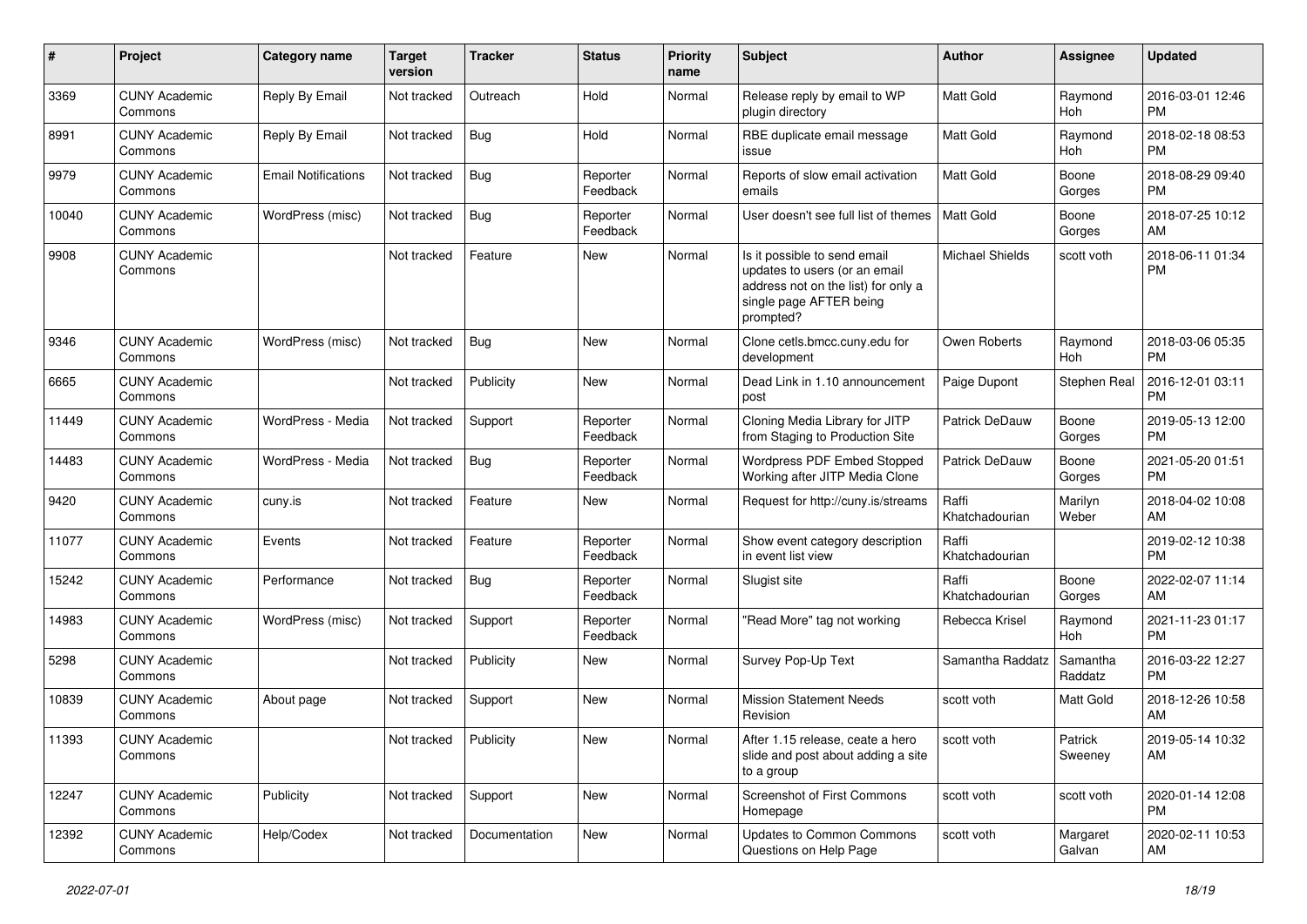| # | Project | Category name | Target version | Tracker | Status | Priority name | Subject | Author | Assignee | Updated |
|---|---|---|---|---|---|---|---|---|---|---|
| 3369 | CUNY Academic Commons | Reply By Email | Not tracked | Outreach | Hold | Normal | Release reply by email to WP plugin directory | Matt Gold | Raymond Hoh | 2016-03-01 12:46 PM |
| 8991 | CUNY Academic Commons | Reply By Email | Not tracked | Bug | Hold | Normal | RBE duplicate email message issue | Matt Gold | Raymond Hoh | 2018-02-18 08:53 PM |
| 9979 | CUNY Academic Commons | Email Notifications | Not tracked | Bug | Reporter Feedback | Normal | Reports of slow email activation emails | Matt Gold | Boone Gorges | 2018-08-29 09:40 PM |
| 10040 | CUNY Academic Commons | WordPress (misc) | Not tracked | Bug | Reporter Feedback | Normal | User doesn't see full list of themes | Matt Gold | Boone Gorges | 2018-07-25 10:12 AM |
| 9908 | CUNY Academic Commons | | Not tracked | Feature | New | Normal | Is it possible to send email updates to users (or an email address not on the list) for only a single page AFTER being prompted? | Michael Shields | scott voth | 2018-06-11 01:34 PM |
| 9346 | CUNY Academic Commons | WordPress (misc) | Not tracked | Bug | New | Normal | Clone cetls.bmcc.cuny.edu for development | Owen Roberts | Raymond Hoh | 2018-03-06 05:35 PM |
| 6665 | CUNY Academic Commons | | Not tracked | Publicity | New | Normal | Dead Link in 1.10 announcement post | Paige Dupont | Stephen Real | 2016-12-01 03:11 PM |
| 11449 | CUNY Academic Commons | WordPress - Media | Not tracked | Support | Reporter Feedback | Normal | Cloning Media Library for JITP from Staging to Production Site | Patrick DeDauw | Boone Gorges | 2019-05-13 12:00 PM |
| 14483 | CUNY Academic Commons | WordPress - Media | Not tracked | Bug | Reporter Feedback | Normal | Wordpress PDF Embed Stopped Working after JITP Media Clone | Patrick DeDauw | Boone Gorges | 2021-05-20 01:51 PM |
| 9420 | CUNY Academic Commons | cuny.is | Not tracked | Feature | New | Normal | Request for http://cuny.is/streams | Raffi Khatchadourian | Marilyn Weber | 2018-04-02 10:08 AM |
| 11077 | CUNY Academic Commons | Events | Not tracked | Feature | Reporter Feedback | Normal | Show event category description in event list view | Raffi Khatchadourian | | 2019-02-12 10:38 PM |
| 15242 | CUNY Academic Commons | Performance | Not tracked | Bug | Reporter Feedback | Normal | Slugist site | Raffi Khatchadourian | Boone Gorges | 2022-02-07 11:14 AM |
| 14983 | CUNY Academic Commons | WordPress (misc) | Not tracked | Support | Reporter Feedback | Normal | "Read More" tag not working | Rebecca Krisel | Raymond Hoh | 2021-11-23 01:17 PM |
| 5298 | CUNY Academic Commons | | Not tracked | Publicity | New | Normal | Survey Pop-Up Text | Samantha Raddatz | Samantha Raddatz | 2016-03-22 12:27 PM |
| 10839 | CUNY Academic Commons | About page | Not tracked | Support | New | Normal | Mission Statement Needs Revision | scott voth | Matt Gold | 2018-12-26 10:58 AM |
| 11393 | CUNY Academic Commons | | Not tracked | Publicity | New | Normal | After 1.15 release, ceate a hero slide and post about adding a site to a group | scott voth | Patrick Sweeney | 2019-05-14 10:32 AM |
| 12247 | CUNY Academic Commons | Publicity | Not tracked | Support | New | Normal | Screenshot of First Commons Homepage | scott voth | scott voth | 2020-01-14 12:08 PM |
| 12392 | CUNY Academic Commons | Help/Codex | Not tracked | Documentation | New | Normal | Updates to Common Commons Questions on Help Page | scott voth | Margaret Galvan | 2020-02-11 10:53 AM |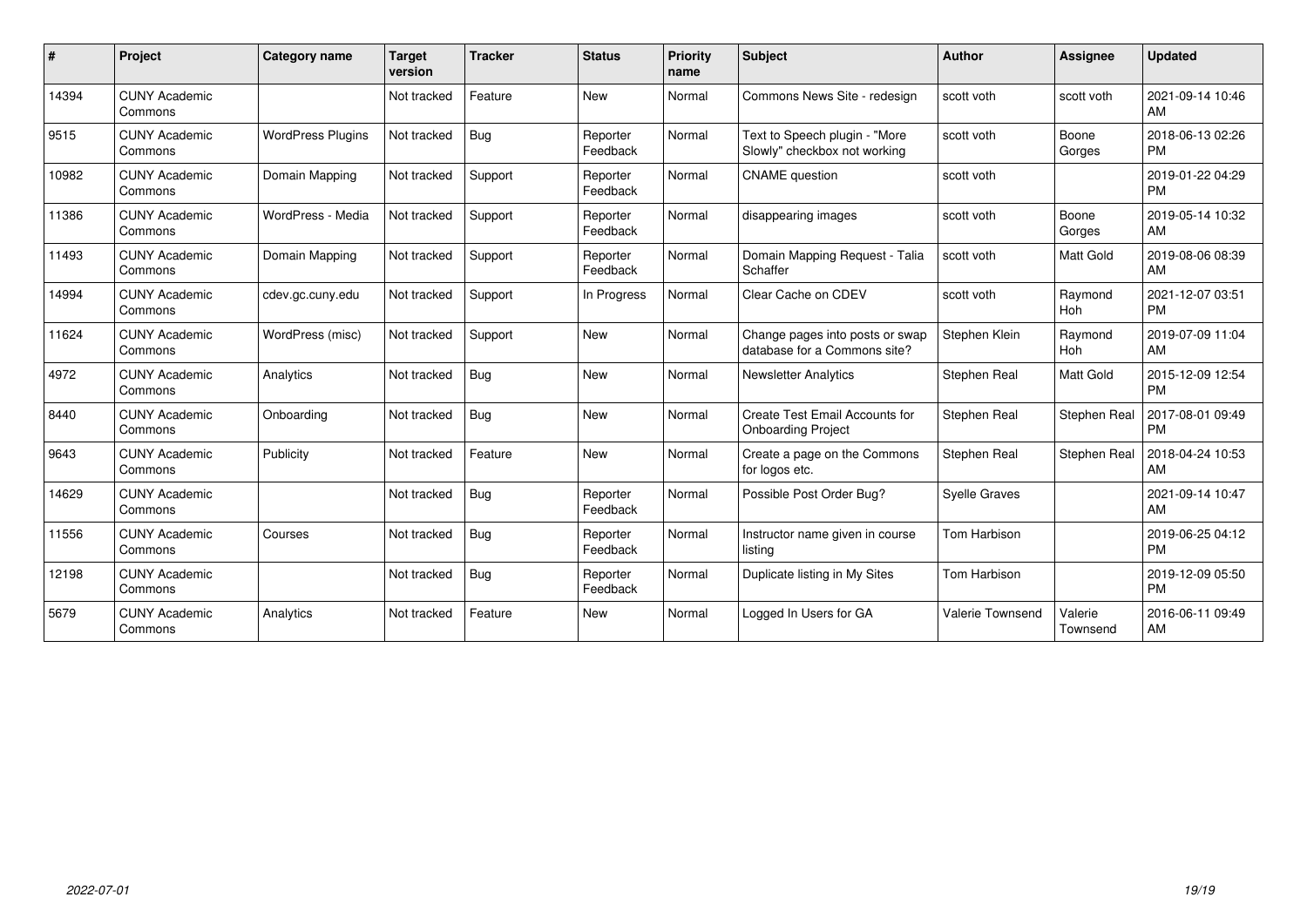| # | Project | Category name | Target version | Tracker | Status | Priority name | Subject | Author | Assignee | Updated |
|---|---|---|---|---|---|---|---|---|---|---|
| 14394 | CUNY Academic Commons | | Not tracked | Feature | New | Normal | Commons News Site - redesign | scott voth | scott voth | 2021-09-14 10:46 AM |
| 9515 | CUNY Academic Commons | WordPress Plugins | Not tracked | Bug | Reporter Feedback | Normal | Text to Speech plugin - "More Slowly" checkbox not working | scott voth | Boone Gorges | 2018-06-13 02:26 PM |
| 10982 | CUNY Academic Commons | Domain Mapping | Not tracked | Support | Reporter Feedback | Normal | CNAME question | scott voth | | 2019-01-22 04:29 PM |
| 11386 | CUNY Academic Commons | WordPress - Media | Not tracked | Support | Reporter Feedback | Normal | disappearing images | scott voth | Boone Gorges | 2019-05-14 10:32 AM |
| 11493 | CUNY Academic Commons | Domain Mapping | Not tracked | Support | Reporter Feedback | Normal | Domain Mapping Request - Talia Schaffer | scott voth | Matt Gold | 2019-08-06 08:39 AM |
| 14994 | CUNY Academic Commons | cdev.gc.cuny.edu | Not tracked | Support | In Progress | Normal | Clear Cache on CDEV | scott voth | Raymond Hoh | 2021-12-07 03:51 PM |
| 11624 | CUNY Academic Commons | WordPress (misc) | Not tracked | Support | New | Normal | Change pages into posts or swap database for a Commons site? | Stephen Klein | Raymond Hoh | 2019-07-09 11:04 AM |
| 4972 | CUNY Academic Commons | Analytics | Not tracked | Bug | New | Normal | Newsletter Analytics | Stephen Real | Matt Gold | 2015-12-09 12:54 PM |
| 8440 | CUNY Academic Commons | Onboarding | Not tracked | Bug | New | Normal | Create Test Email Accounts for Onboarding Project | Stephen Real | Stephen Real | 2017-08-01 09:49 PM |
| 9643 | CUNY Academic Commons | Publicity | Not tracked | Feature | New | Normal | Create a page on the Commons for logos etc. | Stephen Real | Stephen Real | 2018-04-24 10:53 AM |
| 14629 | CUNY Academic Commons | | Not tracked | Bug | Reporter Feedback | Normal | Possible Post Order Bug? | Syelle Graves | | 2021-09-14 10:47 AM |
| 11556 | CUNY Academic Commons | Courses | Not tracked | Bug | Reporter Feedback | Normal | Instructor name given in course listing | Tom Harbison | | 2019-06-25 04:12 PM |
| 12198 | CUNY Academic Commons | | Not tracked | Bug | Reporter Feedback | Normal | Duplicate listing in My Sites | Tom Harbison | | 2019-12-09 05:50 PM |
| 5679 | CUNY Academic Commons | Analytics | Not tracked | Feature | New | Normal | Logged In Users for GA | Valerie Townsend | Valerie Townsend | 2016-06-11 09:49 AM |